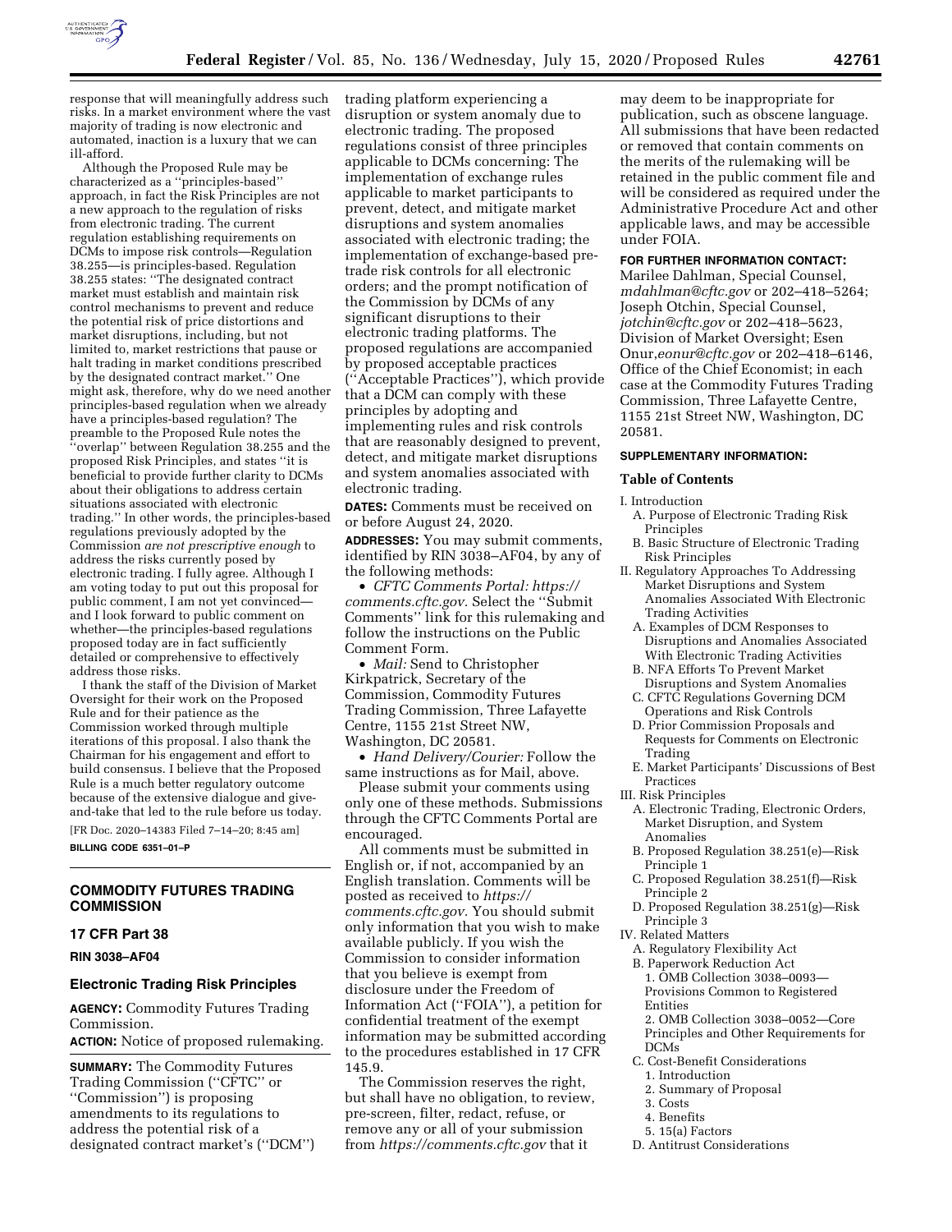response that will meaningfully address such risks. In a market environment where the vast majority of trading is now electronic and automated, inaction is a luxury that we can ill-afford.

Although the Proposed Rule may be characterized as a ''principles-based'' approach, in fact the Risk Principles are not a new approach to the regulation of risks from electronic trading. The current regulation establishing requirements on DCMs to impose risk controls—Regulation 38.255—is principles-based. Regulation 38.255 states: ''The designated contract market must establish and maintain risk control mechanisms to prevent and reduce the potential risk of price distortions and market disruptions, including, but not limited to, market restrictions that pause or halt trading in market conditions prescribed by the designated contract market.'' One might ask, therefore, why do we need another principles-based regulation when we already have a principles-based regulation? The preamble to the Proposed Rule notes the ''overlap'' between Regulation 38.255 and the proposed Risk Principles, and states ''it is beneficial to provide further clarity to DCMs about their obligations to address certain situations associated with electronic trading.'' In other words, the principles-based regulations previously adopted by the Commission *are not prescriptive enough* to address the risks currently posed by electronic trading. I fully agree. Although I am voting today to put out this proposal for public comment, I am not yet convinced—and I look forward to public comment on whether—the principles-based regulations proposed today are in fact sufficiently detailed or comprehensive to effectively address those risks.

I thank the staff of the Division of Market Oversight for their work on the Proposed Rule and for their patience as the Commission worked through multiple iterations of this proposal. I also thank the Chairman for his engagement and effort to build consensus. I believe that the Proposed Rule is a much better regulatory outcome because of the extensive dialogue and give-and-take that led to the rule before us today.

[FR Doc. 2020–14383 Filed 7–14–20; 8:45 am]

**BILLING CODE 6351–01–P**

## COMMODITY FUTURES TRADING COMMISSION

## 17 CFR Part 38

**RIN 3038–AF04**

## Electronic Trading Risk Principles

**AGENCY:** Commodity Futures Trading Commission.

**ACTION:** Notice of proposed rulemaking.

**SUMMARY:** The Commodity Futures Trading Commission (''CFTC'' or ''Commission'') is proposing amendments to its regulations to address the potential risk of a designated contract market's (''DCM'') trading platform experiencing a disruption or system anomaly due to electronic trading. The proposed regulations consist of three principles applicable to DCMs concerning: The implementation of exchange rules applicable to market participants to prevent, detect, and mitigate market disruptions and system anomalies associated with electronic trading; the implementation of exchange-based pre-trade risk controls for all electronic orders; and the prompt notification of the Commission by DCMs of any significant disruptions to their electronic trading platforms. The proposed regulations are accompanied by proposed acceptable practices (''Acceptable Practices''), which provide that a DCM can comply with these principles by adopting and implementing rules and risk controls that are reasonably designed to prevent, detect, and mitigate market disruptions and system anomalies associated with electronic trading.

**DATES:** Comments must be received on or before August 24, 2020.

**ADDRESSES:** You may submit comments, identified by RIN 3038–AF04, by any of the following methods:

- *CFTC Comments Portal: https://comments.cftc.gov.* Select the ''Submit Comments'' link for this rulemaking and follow the instructions on the Public Comment Form.
- *Mail:* Send to Christopher Kirkpatrick, Secretary of the Commission, Commodity Futures Trading Commission, Three Lafayette Centre, 1155 21st Street NW, Washington, DC 20581.
- *Hand Delivery/Courier:* Follow the same instructions as for Mail, above.

Please submit your comments using only one of these methods. Submissions through the CFTC Comments Portal are encouraged.

All comments must be submitted in English or, if not, accompanied by an English translation. Comments will be posted as received to *https://comments.cftc.gov.* You should submit only information that you wish to make available publicly. If you wish the Commission to consider information that you believe is exempt from disclosure under the Freedom of Information Act (''FOIA''), a petition for confidential treatment of the exempt information may be submitted according to the procedures established in 17 CFR 145.9.

The Commission reserves the right, but shall have no obligation, to review, pre-screen, filter, redact, refuse, or remove any or all of your submission from *https://comments.cftc.gov* that it may deem to be inappropriate for publication, such as obscene language. All submissions that have been redacted or removed that contain comments on the merits of the rulemaking will be retained in the public comment file and will be considered as required under the Administrative Procedure Act and other applicable laws, and may be accessible under FOIA.

**FOR FURTHER INFORMATION CONTACT:** Marilee Dahlman, Special Counsel, *mdahlman@cftc.gov* or 202–418–5264; Joseph Otchin, Special Counsel, *jotchin@cftc.gov* or 202–418–5623, Division of Market Oversight; Esen Onur,*eonur@cftc.gov* or 202–418–6146, Office of the Chief Economist; in each case at the Commodity Futures Trading Commission, Three Lafayette Centre, 1155 21st Street NW, Washington, DC 20581.

**SUPPLEMENTARY INFORMATION:**

### Table of Contents

- I. Introduction
  - A. Purpose of Electronic Trading Risk Principles
  - B. Basic Structure of Electronic Trading Risk Principles
- II. Regulatory Approaches To Addressing Market Disruptions and System Anomalies Associated With Electronic Trading Activities
  - A. Examples of DCM Responses to Disruptions and Anomalies Associated With Electronic Trading Activities
  - B. NFA Efforts To Prevent Market Disruptions and System Anomalies
  - C. CFTC Regulations Governing DCM Operations and Risk Controls
  - D. Prior Commission Proposals and Requests for Comments on Electronic Trading
  - E. Market Participants' Discussions of Best Practices
- III. Risk Principles
  - A. Electronic Trading, Electronic Orders, Market Disruption, and System Anomalies
  - B. Proposed Regulation 38.251(e)—Risk Principle 1
  - C. Proposed Regulation 38.251(f)—Risk Principle 2
  - D. Proposed Regulation 38.251(g)—Risk Principle 3
- IV. Related Matters
  - A. Regulatory Flexibility Act
  - B. Paperwork Reduction Act
    - 1. OMB Collection 3038–0093—Provisions Common to Registered Entities
    - 2. OMB Collection 3038–0052—Core Principles and Other Requirements for DCMs
  - C. Cost-Benefit Considerations
    - 1. Introduction
    - 2. Summary of Proposal
    - 3. Costs
    - 4. Benefits
    - 5. 15(a) Factors
  - D. Antitrust Considerations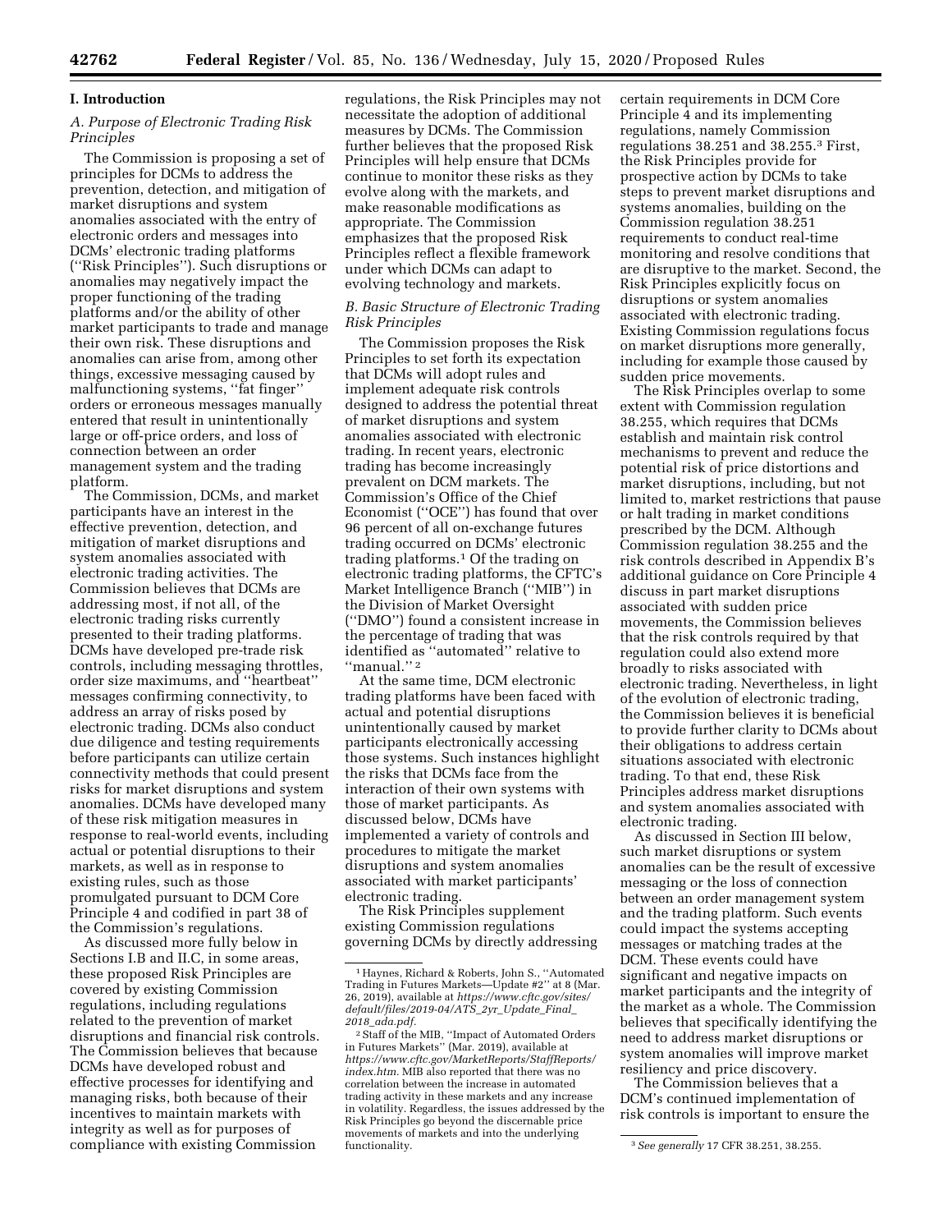## I. Introduction

### A. Purpose of Electronic Trading Risk Principles

The Commission is proposing a set of principles for DCMs to address the prevention, detection, and mitigation of market disruptions and system anomalies associated with the entry of electronic orders and messages into DCMs' electronic trading platforms ("Risk Principles"). Such disruptions or anomalies may negatively impact the proper functioning of the trading platforms and/or the ability of other market participants to trade and manage their own risk. These disruptions and anomalies can arise from, among other things, excessive messaging caused by malfunctioning systems, "fat finger" orders or erroneous messages manually entered that result in unintentionally large or off-price orders, and loss of connection between an order management system and the trading platform.

The Commission, DCMs, and market participants have an interest in the effective prevention, detection, and mitigation of market disruptions and system anomalies associated with electronic trading activities. The Commission believes that DCMs are addressing most, if not all, of the electronic trading risks currently presented to their trading platforms. DCMs have developed pre-trade risk controls, including messaging throttles, order size maximums, and "heartbeat" messages confirming connectivity, to address an array of risks posed by electronic trading. DCMs also conduct due diligence and testing requirements before participants can utilize certain connectivity methods that could present risks for market disruptions and system anomalies. DCMs have developed many of these risk mitigation measures in response to real-world events, including actual or potential disruptions to their markets, as well as in response to existing rules, such as those promulgated pursuant to DCM Core Principle 4 and codified in part 38 of the Commission's regulations.

As discussed more fully below in Sections I.B and II.C, in some areas, these proposed Risk Principles are covered by existing Commission regulations, including regulations related to the prevention of market disruptions and financial risk controls. The Commission believes that because DCMs have developed robust and effective processes for identifying and managing risks, both because of their incentives to maintain markets with integrity as well as for purposes of compliance with existing Commission regulations, the Risk Principles may not necessitate the adoption of additional measures by DCMs. The Commission further believes that the proposed Risk Principles will help ensure that DCMs continue to monitor these risks as they evolve along with the markets, and make reasonable modifications as appropriate. The Commission emphasizes that the proposed Risk Principles reflect a flexible framework under which DCMs can adapt to evolving technology and markets.

### B. Basic Structure of Electronic Trading Risk Principles

The Commission proposes the Risk Principles to set forth its expectation that DCMs will adopt rules and implement adequate risk controls designed to address the potential threat of market disruptions and system anomalies associated with electronic trading. In recent years, electronic trading has become increasingly prevalent on DCM markets. The Commission's Office of the Chief Economist ("OCE") has found that over 96 percent of all on-exchange futures trading occurred on DCMs' electronic trading platforms.[1] Of the trading on electronic trading platforms, the CFTC's Market Intelligence Branch ("MIB") in the Division of Market Oversight ("DMO") found a consistent increase in the percentage of trading that was identified as "automated" relative to "manual."[2]

At the same time, DCM electronic trading platforms have been faced with actual and potential disruptions unintentionally caused by market participants electronically accessing those systems. Such instances highlight the risks that DCMs face from the interaction of their own systems with those of market participants. As discussed below, DCMs have implemented a variety of controls and procedures to mitigate the market disruptions and system anomalies associated with market participants' electronic trading.

The Risk Principles supplement existing Commission regulations governing DCMs by directly addressing certain requirements in DCM Core Principle 4 and its implementing regulations, namely Commission regulations 38.251 and 38.255.[3] First, the Risk Principles provide for prospective action by DCMs to take steps to prevent market disruptions and systems anomalies, building on the Commission regulation 38.251 requirements to conduct real-time monitoring and resolve conditions that are disruptive to the market. Second, the Risk Principles explicitly focus on disruptions or system anomalies associated with electronic trading. Existing Commission regulations focus on market disruptions more generally, including for example those caused by sudden price movements.

The Risk Principles overlap to some extent with Commission regulation 38.255, which requires that DCMs establish and maintain risk control mechanisms to prevent and reduce the potential risk of price distortions and market disruptions, including, but not limited to, market restrictions that pause or halt trading in market conditions prescribed by the DCM. Although Commission regulation 38.255 and the risk controls described in Appendix B's additional guidance on Core Principle 4 discuss in part market disruptions associated with sudden price movements, the Commission believes that the risk controls required by that regulation could also extend more broadly to risks associated with electronic trading. Nevertheless, in light of the evolution of electronic trading, the Commission believes it is beneficial to provide further clarity to DCMs about their obligations to address certain situations associated with electronic trading. To that end, these Risk Principles address market disruptions and system anomalies associated with electronic trading.

As discussed in Section III below, such market disruptions or system anomalies can be the result of excessive messaging or the loss of connection between an order management system and the trading platform. Such events could impact the systems accepting messages or matching trades at the DCM. These events could have significant and negative impacts on market participants and the integrity of the market as a whole. The Commission believes that specifically identifying the need to address market disruptions or system anomalies will improve market resiliency and price discovery.

The Commission believes that a DCM's continued implementation of risk controls is important to ensure the

---

[1] Haynes, Richard & Roberts, John S., "Automated Trading in Futures Markets—Update #2" at 8 (Mar. 26, 2019), available at *https://www.cftc.gov/sites/default/files/2019-04/ATS_2yr_Update_Final_2018_ada.pdf.*

[2] Staff of the MIB, "Impact of Automated Orders in Futures Markets" (Mar. 2019), available at *https://www.cftc.gov/MarketReports/StaffReports/index.htm.* MIB also reported that there was no correlation between the increase in automated trading activity in these markets and any increase in volatility. Regardless, the issues addressed by the Risk Principles go beyond the discernable price movements of markets and into the underlying functionality.

[3] *See generally* 17 CFR 38.251, 38.255.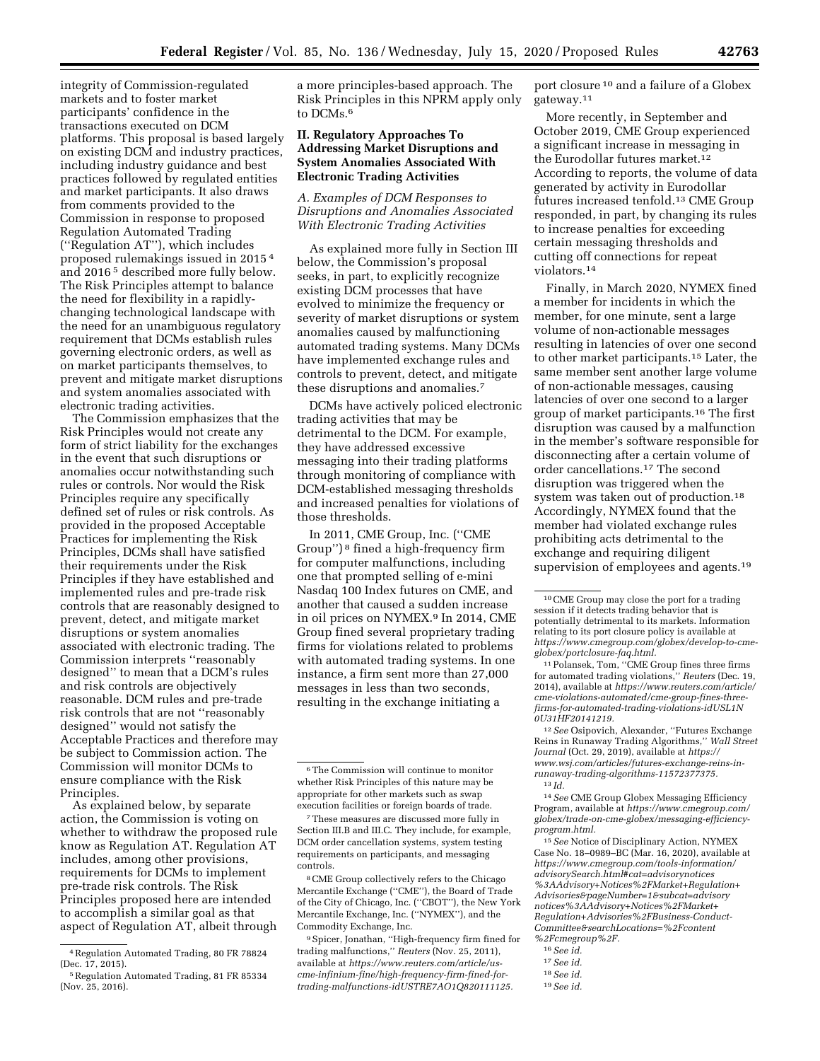integrity of Commission-regulated markets and to foster market participants' confidence in the transactions executed on DCM platforms. This proposal is based largely on existing DCM and industry practices, including industry guidance and best practices followed by regulated entities and market participants. It also draws from comments provided to the Commission in response to proposed Regulation Automated Trading (''Regulation AT''), which includes proposed rulemakings issued in 2015 [4] and 2016 [5] described more fully below. The Risk Principles attempt to balance the need for flexibility in a rapidly-changing technological landscape with the need for an unambiguous regulatory requirement that DCMs establish rules governing electronic orders, as well as on market participants themselves, to prevent and mitigate market disruptions and system anomalies associated with electronic trading activities.

The Commission emphasizes that the Risk Principles would not create any form of strict liability for the exchanges in the event that such disruptions or anomalies occur notwithstanding such rules or controls. Nor would the Risk Principles require any specifically defined set of rules or risk controls. As provided in the proposed Acceptable Practices for implementing the Risk Principles, DCMs shall have satisfied their requirements under the Risk Principles if they have established and implemented rules and pre-trade risk controls that are reasonably designed to prevent, detect, and mitigate market disruptions or system anomalies associated with electronic trading. The Commission interprets ''reasonably designed'' to mean that a DCM's rules and risk controls are objectively reasonable. DCM rules and pre-trade risk controls that are not ''reasonably designed'' would not satisfy the Acceptable Practices and therefore may be subject to Commission action. The Commission will monitor DCMs to ensure compliance with the Risk Principles.

As explained below, by separate action, the Commission is voting on whether to withdraw the proposed rule know as Regulation AT. Regulation AT includes, among other provisions, requirements for DCMs to implement pre-trade risk controls. The Risk Principles proposed here are intended to accomplish a similar goal as that aspect of Regulation AT, albeit through a more principles-based approach. The Risk Principles in this NPRM apply only to DCMs.[6]

## II. Regulatory Approaches To Addressing Market Disruptions and System Anomalies Associated With Electronic Trading Activities

### *A. Examples of DCM Responses to Disruptions and Anomalies Associated With Electronic Trading Activities*

As explained more fully in Section III below, the Commission's proposal seeks, in part, to explicitly recognize existing DCM processes that have evolved to minimize the frequency or severity of market disruptions or system anomalies caused by malfunctioning automated trading systems. Many DCMs have implemented exchange rules and controls to prevent, detect, and mitigate these disruptions and anomalies.[7]

DCMs have actively policed electronic trading activities that may be detrimental to the DCM. For example, they have addressed excessive messaging into their trading platforms through monitoring of compliance with DCM-established messaging thresholds and increased penalties for violations of those thresholds.

In 2011, CME Group, Inc. (''CME Group'') [8] fined a high-frequency firm for computer malfunctions, including one that prompted selling of e-mini Nasdaq 100 Index futures on CME, and another that caused a sudden increase in oil prices on NYMEX.[9] In 2014, CME Group fined several proprietary trading firms for violations related to problems with automated trading systems. In one instance, a firm sent more than 27,000 messages in less than two seconds, resulting in the exchange initiating a port closure [10] and a failure of a Globex gateway.[11]

More recently, in September and October 2019, CME Group experienced a significant increase in messaging in the Eurodollar futures market.[12] According to reports, the volume of data generated by activity in Eurodollar futures increased tenfold.[13] CME Group responded, in part, by changing its rules to increase penalties for exceeding certain messaging thresholds and cutting off connections for repeat violators.[14]

Finally, in March 2020, NYMEX fined a member for incidents in which the member, for one minute, sent a large volume of non-actionable messages resulting in latencies of over one second to other market participants.[15] Later, the same member sent another large volume of non-actionable messages, causing latencies of over one second to a larger group of market participants.[16] The first disruption was caused by a malfunction in the member's software responsible for disconnecting after a certain volume of order cancellations.[17] The second disruption was triggered when the system was taken out of production.[18] Accordingly, NYMEX found that the member had violated exchange rules prohibiting acts detrimental to the exchange and requiring diligent supervision of employees and agents.[19]

---

[4] Regulation Automated Trading, 80 FR 78824 (Dec. 17, 2015).

[5] Regulation Automated Trading, 81 FR 85334 (Nov. 25, 2016).

[6] The Commission will continue to monitor whether Risk Principles of this nature may be appropriate for other markets such as swap execution facilities or foreign boards of trade.

[7] These measures are discussed more fully in Section III.B and III.C. They include, for example, DCM order cancellation systems, system testing requirements on participants, and messaging controls.

[8] CME Group collectively refers to the Chicago Mercantile Exchange (''CME''), the Board of Trade of the City of Chicago, Inc. (''CBOT''), the New York Mercantile Exchange, Inc. (''NYMEX''), and the Commodity Exchange, Inc.

[9] Spicer, Jonathan, ''High-frequency firm fined for trading malfunctions,'' *Reuters* (Nov. 25, 2011), available at *https://www.reuters.com/article/us-cme-infinium-fine/high-frequency-firm-fined-for-trading-malfunctions-idUSTRE7AO1Q820111125.*

[10] CME Group may close the port for a trading session if it detects trading behavior that is potentially detrimental to its markets. Information relating to its port closure policy is available at *https://www.cmegroup.com/globex/develop-to-cme-globex/portclosure-faq.html.*

[11] Polansek, Tom, ''CME Group fines three firms for automated trading violations,'' *Reuters* (Dec. 19, 2014), available at *https://www.reuters.com/article/cme-violations-automated/cme-group-fines-three-firms-for-automated-trading-violations-idUSL1N0U31HF20141219.*

[12] *See* Osipovich, Alexander, ''Futures Exchange Reins in Runaway Trading Algorithms,'' *Wall Street Journal* (Oct. 29, 2019), available at *https://www.wsj.com/articles/futures-exchange-reins-in-runaway-trading-algorithms-11572377375.*

[13] *Id.*

[14] *See* CME Group Globex Messaging Efficiency Program, available at *https://www.cmegroup.com/globex/trade-on-cme-globex/messaging-efficiency-program.html.*

[15] *See* Notice of Disciplinary Action, NYMEX Case No. 18–0989–BC (Mar. 16, 2020), available at *https://www.cmegroup.com/tools-information/advisorySearch.html#cat=advisorynotices%3AAdvisory+Notices%2FMarket+Regulation+Advisories&pageNumber=1&subcat=advisorynotices%3AAdvisory+Notices%2FMarket+Regulation+Advisories%2FBusiness-Conduct-Committee&searchLocations=%2Fcontent%2Fcmegroup%2F.*

[16] *See id.*

[17] *See id.*

[18] *See id.*

[19] *See id.*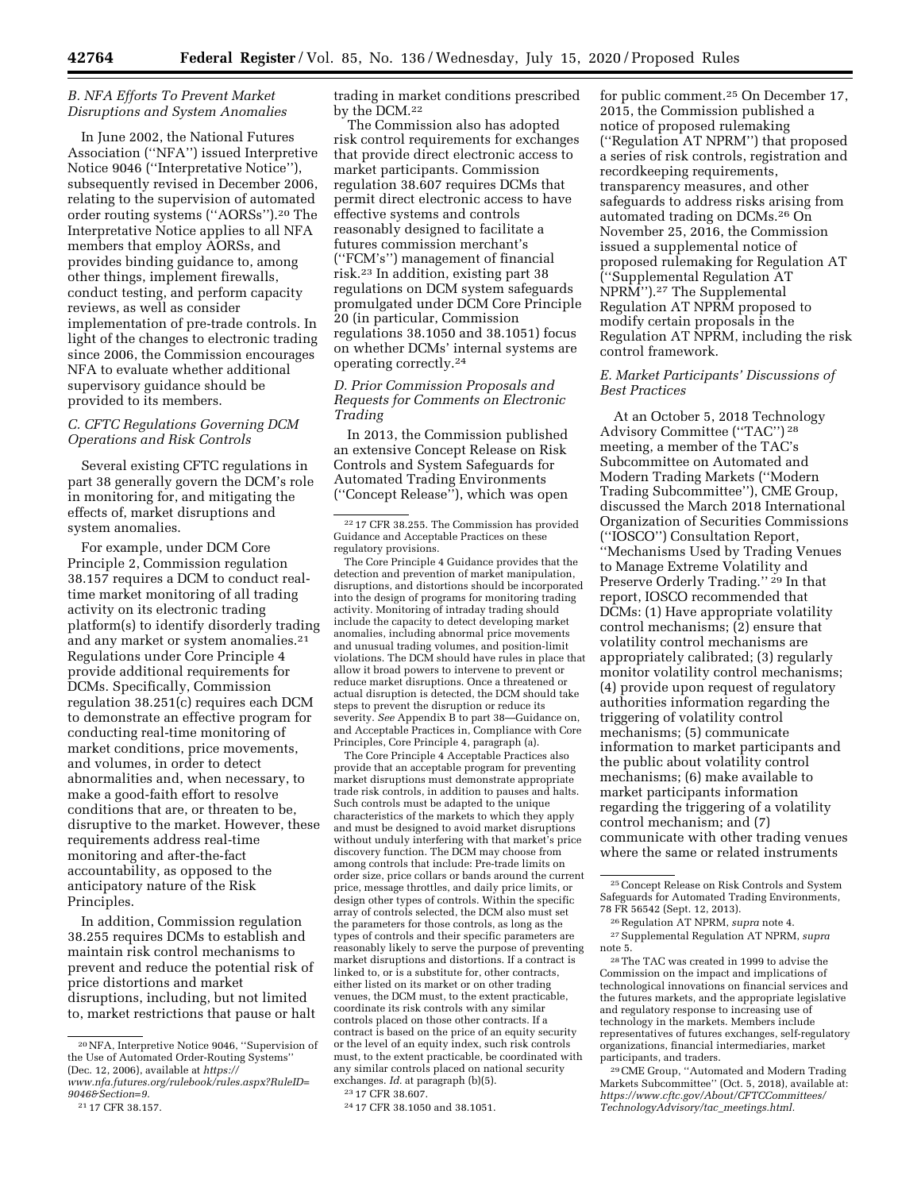### *B. NFA Efforts To Prevent Market Disruptions and System Anomalies*

In June 2002, the National Futures Association (''NFA'') issued Interpretive Notice 9046 (''Interpretative Notice''), subsequently revised in December 2006, relating to the supervision of automated order routing systems (''AORSs'').[20] The Interpretative Notice applies to all NFA members that employ AORSs, and provides binding guidance to, among other things, implement firewalls, conduct testing, and perform capacity reviews, as well as consider implementation of pre-trade controls. In light of the changes to electronic trading since 2006, the Commission encourages NFA to evaluate whether additional supervisory guidance should be provided to its members.

### *C. CFTC Regulations Governing DCM Operations and Risk Controls*

Several existing CFTC regulations in part 38 generally govern the DCM's role in monitoring for, and mitigating the effects of, market disruptions and system anomalies.

For example, under DCM Core Principle 2, Commission regulation 38.157 requires a DCM to conduct real-time market monitoring of all trading activity on its electronic trading platform(s) to identify disorderly trading and any market or system anomalies.[21] Regulations under Core Principle 4 provide additional requirements for DCMs. Specifically, Commission regulation 38.251(c) requires each DCM to demonstrate an effective program for conducting real-time monitoring of market conditions, price movements, and volumes, in order to detect abnormalities and, when necessary, to make a good-faith effort to resolve conditions that are, or threaten to be, disruptive to the market. However, these requirements address real-time monitoring and after-the-fact accountability, as opposed to the anticipatory nature of the Risk Principles.

In addition, Commission regulation 38.255 requires DCMs to establish and maintain risk control mechanisms to prevent and reduce the potential risk of price distortions and market disruptions, including, but not limited to, market restrictions that pause or halt trading in market conditions prescribed by the DCM.[22]

The Commission also has adopted risk control requirements for exchanges that provide direct electronic access to market participants. Commission regulation 38.607 requires DCMs that permit direct electronic access to have effective systems and controls reasonably designed to facilitate a futures commission merchant's (''FCM's'') management of financial risk.[23] In addition, existing part 38 regulations on DCM system safeguards promulgated under DCM Core Principle 20 (in particular, Commission regulations 38.1050 and 38.1051) focus on whether DCMs' internal systems are operating correctly.[24]

### *D. Prior Commission Proposals and Requests for Comments on Electronic Trading*

In 2013, the Commission published an extensive Concept Release on Risk Controls and System Safeguards for Automated Trading Environments (''Concept Release''), which was open for public comment.[25] On December 17, 2015, the Commission published a notice of proposed rulemaking (''Regulation AT NPRM'') that proposed a series of risk controls, registration and recordkeeping requirements, transparency measures, and other safeguards to address risks arising from automated trading on DCMs.[26] On November 25, 2016, the Commission issued a supplemental notice of proposed rulemaking for Regulation AT (''Supplemental Regulation AT NPRM'').[27] The Supplemental Regulation AT NPRM proposed to modify certain proposals in the Regulation AT NPRM, including the risk control framework.

### *E. Market Participants' Discussions of Best Practices*

At an October 5, 2018 Technology Advisory Committee (''TAC'')[28] meeting, a member of the TAC's Subcommittee on Automated and Modern Trading Markets (''Modern Trading Subcommittee''), CME Group, discussed the March 2018 International Organization of Securities Commissions (''IOSCO'') Consultation Report, ''Mechanisms Used by Trading Venues to Manage Extreme Volatility and Preserve Orderly Trading.''[29] In that report, IOSCO recommended that DCMs: (1) Have appropriate volatility control mechanisms; (2) ensure that volatility control mechanisms are appropriately calibrated; (3) regularly monitor volatility control mechanisms; (4) provide upon request of regulatory authorities information regarding the triggering of volatility control mechanisms; (5) communicate information to market participants and the public about volatility control mechanisms; (6) make available to market participants information regarding the triggering of a volatility control mechanism; and (7) communicate with other trading venues where the same or related instruments

---

[20] NFA, Interpretive Notice 9046, ''Supervision of the Use of Automated Order-Routing Systems'' (Dec. 12, 2006), available at *https://www.nfa.futures.org/rulebook/rules.aspx?RuleID=9046&Section=9*.

[21] 17 CFR 38.157.

[22] 17 CFR 38.255. The Commission has provided Guidance and Acceptable Practices on these regulatory provisions.

The Core Principle 4 Guidance provides that the detection and prevention of market manipulation, disruptions, and distortions should be incorporated into the design of programs for monitoring trading activity. Monitoring of intraday trading should include the capacity to detect developing market anomalies, including abnormal price movements and unusual trading volumes, and position-limit violations. The DCM should have rules in place that allow it broad powers to intervene to prevent or reduce market disruptions. Once a threatened or actual disruption is detected, the DCM should take steps to prevent the disruption or reduce its severity. *See* Appendix B to part 38—Guidance on, and Acceptable Practices in, Compliance with Core Principles, Core Principle 4, paragraph (a).

The Core Principle 4 Acceptable Practices also provide that an acceptable program for preventing market disruptions must demonstrate appropriate trade risk controls, in addition to pauses and halts. Such controls must be adapted to the unique characteristics of the markets to which they apply and must be designed to avoid market disruptions without unduly interfering with that market's price discovery function. The DCM may choose from among controls that include: Pre-trade limits on order size, price collars or bands around the current price, message throttles, and daily price limits, or design other types of controls. Within the specific array of controls selected, the DCM also must set the parameters for those controls, as long as the types of controls and their specific parameters are reasonably likely to serve the purpose of preventing market disruptions and distortions. If a contract is linked to, or is a substitute for, other contracts, either listed on its market or on other trading venues, the DCM must, to the extent practicable, coordinate its risk controls with any similar controls placed on those other contracts. If a contract is based on the price of an equity security or the level of an equity index, such risk controls must, to the extent practicable, be coordinated with any similar controls placed on national security exchanges. *Id.* at paragraph (b)(5).

[23] 17 CFR 38.607.

[24] 17 CFR 38.1050 and 38.1051.

[25] Concept Release on Risk Controls and System Safeguards for Automated Trading Environments, 78 FR 56542 (Sept. 12, 2013).

[26] Regulation AT NPRM, *supra* note 4.

[27] Supplemental Regulation AT NPRM, *supra* note 5.

[28] The TAC was created in 1999 to advise the Commission on the impact and implications of technological innovations on financial services and the futures markets, and the appropriate legislative and regulatory response to increasing use of technology in the markets. Members include representatives of futures exchanges, self-regulatory organizations, financial intermediaries, market participants, and traders.

[29] CME Group, ''Automated and Modern Trading Markets Subcommittee'' (Oct. 5, 2018), available at: *https://www.cftc.gov/About/CFTCCommittees/TechnologyAdvisory/tac_meetings.html*.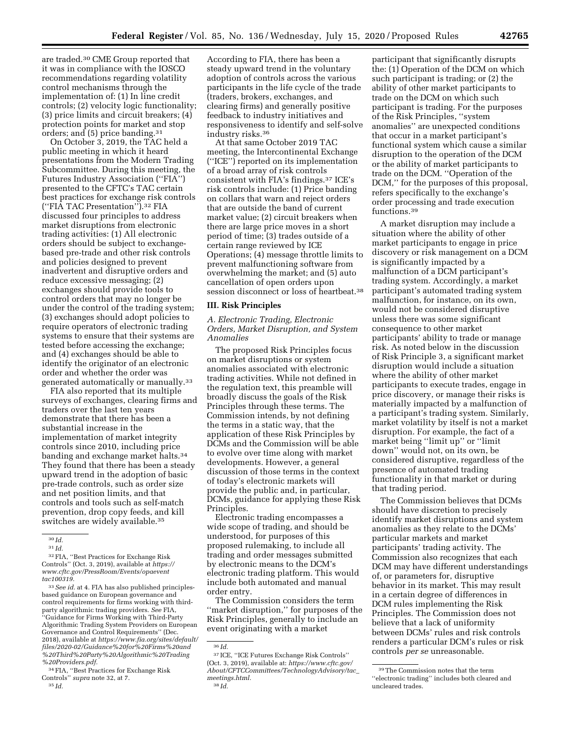are traded.[30] CME Group reported that it was in compliance with the IOSCO recommendations regarding volatility control mechanisms through the implementation of: (1) In line credit controls; (2) velocity logic functionality; (3) price limits and circuit breakers; (4) protection points for market and stop orders; and (5) price banding.[31]

On October 3, 2019, the TAC held a public meeting in which it heard presentations from the Modern Trading Subcommittee. During this meeting, the Futures Industry Association (''FIA'') presented to the CFTC's TAC certain best practices for exchange risk controls (''FIA TAC Presentation'').[32] FIA discussed four principles to address market disruptions from electronic trading activities: (1) All electronic orders should be subject to exchange-based pre-trade and other risk controls and policies designed to prevent inadvertent and disruptive orders and reduce excessive messaging; (2) exchanges should provide tools to control orders that may no longer be under the control of the trading system; (3) exchanges should adopt policies to require operators of electronic trading systems to ensure that their systems are tested before accessing the exchange; and (4) exchanges should be able to identify the originator of an electronic order and whether the order was generated automatically or manually.[33]

FIA also reported that its multiple surveys of exchanges, clearing firms and traders over the last ten years demonstrate that there has been a substantial increase in the implementation of market integrity controls since 2010, including price banding and exchange market halts.[34] They found that there has been a steady upward trend in the adoption of basic pre-trade controls, such as order size and net position limits, and that controls and tools such as self-match prevention, drop copy feeds, and kill switches are widely available.[35]

According to FIA, there has been a steady upward trend in the voluntary adoption of controls across the various participants in the life cycle of the trade (traders, brokers, exchanges, and clearing firms) and generally positive feedback to industry initiatives and responsiveness to identify and self-solve industry risks.[36]

At that same October 2019 TAC meeting, the Intercontinental Exchange (''ICE'') reported on its implementation of a broad array of risk controls consistent with FIA's findings.[37] ICE's risk controls include: (1) Price banding on collars that warn and reject orders that are outside the band of current market value; (2) circuit breakers when there are large price moves in a short period of time; (3) trades outside of a certain range reviewed by ICE Operations; (4) message throttle limits to prevent malfunctioning software from overwhelming the market; and (5) auto cancellation of open orders upon session disconnect or loss of heartbeat.[38]

## III. Risk Principles

### *A. Electronic Trading, Electronic Orders, Market Disruption, and System Anomalies*

The proposed Risk Principles focus on market disruptions or system anomalies associated with electronic trading activities. While not defined in the regulation text, this preamble will broadly discuss the goals of the Risk Principles through these terms. The Commission intends, by not defining the terms in a static way, that the application of these Risk Principles by DCMs and the Commission will be able to evolve over time along with market developments. However, a general discussion of those terms in the context of today's electronic markets will provide the public and, in particular, DCMs, guidance for applying these Risk Principles.

Electronic trading encompasses a wide scope of trading, and should be understood, for purposes of this proposed rulemaking, to include all trading and order messages submitted by electronic means to the DCM's electronic trading platform. This would include both automated and manual order entry.

The Commission considers the term ''market disruption,'' for purposes of the Risk Principles, generally to include an event originating with a market participant that significantly disrupts the: (1) Operation of the DCM on which such participant is trading; or (2) the ability of other market participants to trade on the DCM on which such participant is trading. For the purposes of the Risk Principles, ''system anomalies'' are unexpected conditions that occur in a market participant's functional system which cause a similar disruption to the operation of the DCM or the ability of market participants to trade on the DCM. ''Operation of the DCM,'' for the purposes of this proposal, refers specifically to the exchange's order processing and trade execution functions.[39]

A market disruption may include a situation where the ability of other market participants to engage in price discovery or risk management on a DCM is significantly impacted by a malfunction of a DCM participant's trading system. Accordingly, a market participant's automated trading system malfunction, for instance, on its own, would not be considered disruptive unless there was some significant consequence to other market participants' ability to trade or manage risk. As noted below in the discussion of Risk Principle 3, a significant market disruption would include a situation where the ability of other market participants to execute trades, engage in price discovery, or manage their risks is materially impacted by a malfunction of a participant's trading system. Similarly, market volatility by itself is not a market disruption. For example, the fact of a market being ''limit up'' or ''limit down'' would not, on its own, be considered disruptive, regardless of the presence of automated trading functionality in that market or during that trading period.

The Commission believes that DCMs should have discretion to precisely identify market disruptions and system anomalies as they relate to the DCMs' particular markets and market participants' trading activity. The Commission also recognizes that each DCM may have different understandings of, or parameters for, disruptive behavior in its market. This may result in a certain degree of differences in DCM rules implementing the Risk Principles. The Commission does not believe that a lack of uniformity between DCMs' rules and risk controls renders a particular DCM's rules or risk controls *per se* unreasonable.

---

[30] *Id.*

[31] *Id.*

[32] FIA, ''Best Practices for Exchange Risk Controls'' (Oct. 3, 2019), available at *https://www.cftc.gov/PressRoom/Events/opaevent tac100319.*

[33] *See id.* at 4. FIA has also published principles-based guidance on European governance and control requirements for firms working with third-party algorithmic trading providers. *See* FIA, ''Guidance for Firms Working with Third-Party Algorithmic Trading System Providers on European Governance and Control Requirements'' (Dec. 2018), available at *https://www.fia.org/sites/default/files/2020-02/Guidance%20for%20Firms%20and%20Third%20Party%20Algorithmic%20Trading%20Providers.pdf.*

[34] FIA, ''Best Practices for Exchange Risk Controls'' *supra* note 32, at 7.

[35] *Id.*

[36] *Id.*

[37] ICE, ''ICE Futures Exchange Risk Controls'' (Oct. 3, 2019), available at: *https://www.cftc.gov/About/CFTCCommittees/TechnologyAdvisory/tac_meetings.html.*

[38] *Id.*

[39] The Commission notes that the term ''electronic trading'' includes both cleared and uncleared trades.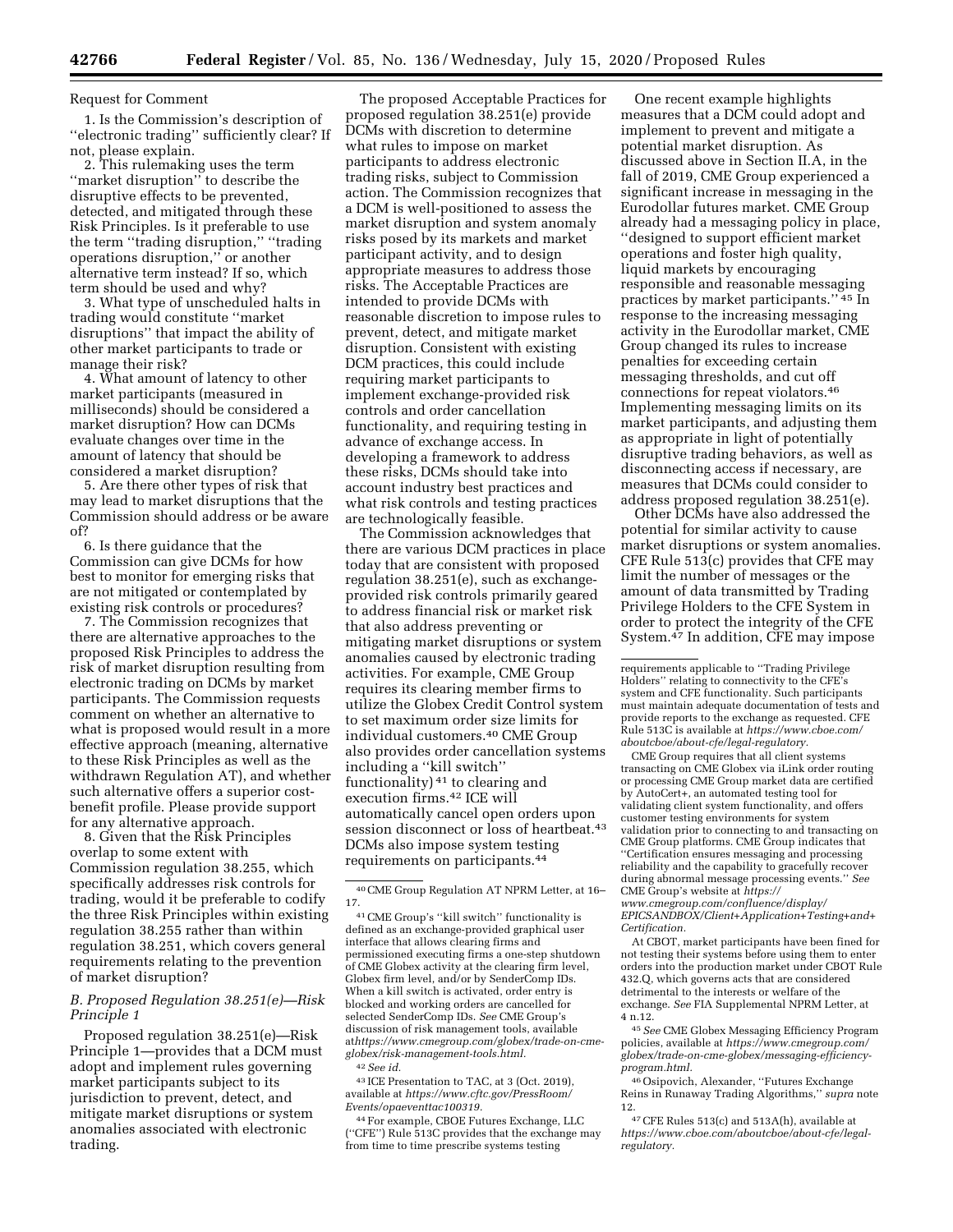Request for Comment

1. Is the Commission's description of ''electronic trading'' sufficiently clear? If not, please explain.

2. This rulemaking uses the term ''market disruption'' to describe the disruptive effects to be prevented, detected, and mitigated through these Risk Principles. Is it preferable to use the term ''trading disruption,'' ''trading operations disruption,'' or another alternative term instead? If so, which term should be used and why?

3. What type of unscheduled halts in trading would constitute ''market disruptions'' that impact the ability of other market participants to trade or manage their risk?

4. What amount of latency to other market participants (measured in milliseconds) should be considered a market disruption? How can DCMs evaluate changes over time in the amount of latency that should be considered a market disruption?

5. Are there other types of risk that may lead to market disruptions that the Commission should address or be aware of?

6. Is there guidance that the Commission can give DCMs for how best to monitor for emerging risks that are not mitigated or contemplated by existing risk controls or procedures?

7. The Commission recognizes that there are alternative approaches to the proposed Risk Principles to address the risk of market disruption resulting from electronic trading on DCMs by market participants. The Commission requests comment on whether an alternative to what is proposed would result in a more effective approach (meaning, alternative to these Risk Principles as well as the withdrawn Regulation AT), and whether such alternative offers a superior cost-benefit profile. Please provide support for any alternative approach.

8. Given that the Risk Principles overlap to some extent with Commission regulation 38.255, which specifically addresses risk controls for trading, would it be preferable to codify the three Risk Principles within existing regulation 38.255 rather than within regulation 38.251, which covers general requirements relating to the prevention of market disruption?

### B. Proposed Regulation 38.251(e)—Risk Principle 1

Proposed regulation 38.251(e)—Risk Principle 1—provides that a DCM must adopt and implement rules governing market participants subject to its jurisdiction to prevent, detect, and mitigate market disruptions or system anomalies associated with electronic trading.

The proposed Acceptable Practices for proposed regulation 38.251(e) provide DCMs with discretion to determine what rules to impose on market participants to address electronic trading risks, subject to Commission action. The Commission recognizes that a DCM is well-positioned to assess the market disruption and system anomaly risks posed by its markets and market participant activity, and to design appropriate measures to address those risks. The Acceptable Practices are intended to provide DCMs with reasonable discretion to impose rules to prevent, detect, and mitigate market disruption. Consistent with existing DCM practices, this could include requiring market participants to implement exchange-provided risk controls and order cancellation functionality, and requiring testing in advance of exchange access. In developing a framework to address these risks, DCMs should take into account industry best practices and what risk controls and testing practices are technologically feasible.

The Commission acknowledges that there are various DCM practices in place today that are consistent with proposed regulation 38.251(e), such as exchange-provided risk controls primarily geared to address financial risk or market risk that also address preventing or mitigating market disruptions or system anomalies caused by electronic trading activities. For example, CME Group requires its clearing member firms to utilize the Globex Credit Control system to set maximum order size limits for individual customers.[40] CME Group also provides order cancellation systems including a ''kill switch'' functionality)[41] to clearing and execution firms.[42] ICE will automatically cancel open orders upon session disconnect or loss of heartbeat.[43] DCMs also impose system testing requirements on participants.[44]

One recent example highlights measures that a DCM could adopt and implement to prevent and mitigate a potential market disruption. As discussed above in Section II.A, in the fall of 2019, CME Group experienced a significant increase in messaging in the Eurodollar futures market. CME Group already had a messaging policy in place, ''designed to support efficient market operations and foster high quality, liquid markets by encouraging responsible and reasonable messaging practices by market participants.''[45] In response to the increasing messaging activity in the Eurodollar market, CME Group changed its rules to increase penalties for exceeding certain messaging thresholds, and cut off connections for repeat violators.[46] Implementing messaging limits on its market participants, and adjusting them as appropriate in light of potentially disruptive trading behaviors, as well as disconnecting access if necessary, are measures that DCMs could consider to address proposed regulation 38.251(e).

Other DCMs have also addressed the potential for similar activity to cause market disruptions or system anomalies. CFE Rule 513(c) provides that CFE may limit the number of messages or the amount of data transmitted by Trading Privilege Holders to the CFE System in order to protect the integrity of the CFE System.[47] In addition, CFE may impose

---

[40] CME Group Regulation AT NPRM Letter, at 16–17.

[41] CME Group's ''kill switch'' functionality is defined as an exchange-provided graphical user interface that allows clearing firms and permissioned executing firms a one-step shutdown of CME Globex activity at the clearing firm level, Globex firm level, and/or by SenderComp IDs. When a kill switch is activated, order entry is blocked and working orders are cancelled for selected SenderComp IDs. *See* CME Group's discussion of risk management tools, available at*https://www.cmegroup.com/globex/trade-on-cme-globex/risk-management-tools.html.*

[42] *See id.*

[43] ICE Presentation to TAC, at 3 (Oct. 2019), available at *https://www.cftc.gov/PressRoom/Events/opaeventtac100319.*

[44] For example, CBOE Futures Exchange, LLC (''CFE'') Rule 513C provides that the exchange may from time to time prescribe systems testing requirements applicable to ''Trading Privilege Holders'' relating to connectivity to the CFE's system and CFE functionality. Such participants must maintain adequate documentation of tests and provide reports to the exchange as requested. CFE Rule 513C is available at *https://www.cboe.com/aboutcboe/about-cfe/legal-regulatory.*

CME Group requires that all client systems transacting on CME Globex via iLink order routing or processing CME Group market data are certified by AutoCert+, an automated testing tool for validating client system functionality, and offers customer testing environments for system validation prior to connecting to and transacting on CME Group platforms. CME Group indicates that ''Certification ensures messaging and processing reliability and the capability to gracefully recover during abnormal message processing events.'' *See* CME Group's website at *https://www.cmegroup.com/confluence/display/EPICSANDBOX/Client+Application+Testing+and+Certification.*

At CBOT, market participants have been fined for not testing their systems before using them to enter orders into the production market under CBOT Rule 432.Q, which governs acts that are considered detrimental to the interests or welfare of the exchange. *See* FIA Supplemental NPRM Letter, at 4 n.12.

[45] *See* CME Globex Messaging Efficiency Program policies, available at *https://www.cmegroup.com/globex/trade-on-cme-globex/messaging-efficiency-program.html.*

[46] Osipovich, Alexander, ''Futures Exchange Reins in Runaway Trading Algorithms,'' *supra* note 12.

[47] CFE Rules 513(c) and 513A(h), available at *https://www.cboe.com/aboutcboe/about-cfe/legal-regulatory.*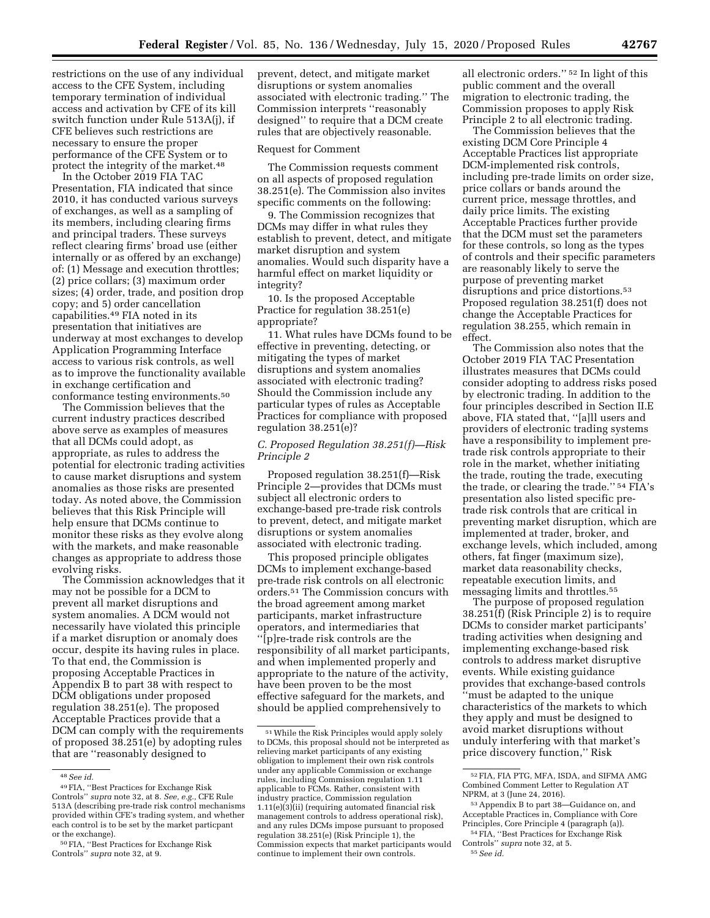restrictions on the use of any individual access to the CFE System, including temporary termination of individual access and activation by CFE of its kill switch function under Rule 513A(j), if CFE believes such restrictions are necessary to ensure the proper performance of the CFE System or to protect the integrity of the market.[48]

In the October 2019 FIA TAC Presentation, FIA indicated that since 2010, it has conducted various surveys of exchanges, as well as a sampling of its members, including clearing firms and principal traders. These surveys reflect clearing firms' broad use (either internally or as offered by an exchange) of: (1) Message and execution throttles; (2) price collars; (3) maximum order sizes; (4) order, trade, and position drop copy; and 5) order cancellation capabilities.[49] FIA noted in its presentation that initiatives are underway at most exchanges to develop Application Programming Interface access to various risk controls, as well as to improve the functionality available in exchange certification and conformance testing environments.[50]

The Commission believes that the current industry practices described above serve as examples of measures that all DCMs could adopt, as appropriate, as rules to address the potential for electronic trading activities to cause market disruptions and system anomalies as those risks are presented today. As noted above, the Commission believes that this Risk Principle will help ensure that DCMs continue to monitor these risks as they evolve along with the markets, and make reasonable changes as appropriate to address those evolving risks.

The Commission acknowledges that it may not be possible for a DCM to prevent all market disruptions and system anomalies. A DCM would not necessarily have violated this principle if a market disruption or anomaly does occur, despite its having rules in place. To that end, the Commission is proposing Acceptable Practices in Appendix B to part 38 with respect to DCM obligations under proposed regulation 38.251(e). The proposed Acceptable Practices provide that a DCM can comply with the requirements of proposed 38.251(e) by adopting rules that are ''reasonably designed to prevent, detect, and mitigate market disruptions or system anomalies associated with electronic trading.'' The Commission interprets ''reasonably designed'' to require that a DCM create rules that are objectively reasonable.

Request for Comment

The Commission requests comment on all aspects of proposed regulation 38.251(e). The Commission also invites specific comments on the following:

9. The Commission recognizes that DCMs may differ in what rules they establish to prevent, detect, and mitigate market disruption and system anomalies. Would such disparity have a harmful effect on market liquidity or integrity?

10. Is the proposed Acceptable Practice for regulation 38.251(e) appropriate?

11. What rules have DCMs found to be effective in preventing, detecting, or mitigating the types of market disruptions and system anomalies associated with electronic trading? Should the Commission include any particular types of rules as Acceptable Practices for compliance with proposed regulation 38.251(e)?

### C. Proposed Regulation 38.251(f)—Risk Principle 2

Proposed regulation 38.251(f)—Risk Principle 2—provides that DCMs must subject all electronic orders to exchange-based pre-trade risk controls to prevent, detect, and mitigate market disruptions or system anomalies associated with electronic trading.

This proposed principle obligates DCMs to implement exchange-based pre-trade risk controls on all electronic orders.[51] The Commission concurs with the broad agreement among market participants, market infrastructure operators, and intermediaries that ''[p]re-trade risk controls are the responsibility of all market participants, and when implemented properly and appropriate to the nature of the activity, have been proven to be the most effective safeguard for the markets, and should be applied comprehensively to all electronic orders.'' [52] In light of this public comment and the overall migration to electronic trading, the Commission proposes to apply Risk Principle 2 to all electronic trading.

The Commission believes that the existing DCM Core Principle 4 Acceptable Practices list appropriate DCM-implemented risk controls, including pre-trade limits on order size, price collars or bands around the current price, message throttles, and daily price limits. The existing Acceptable Practices further provide that the DCM must set the parameters for these controls, so long as the types of controls and their specific parameters are reasonably likely to serve the purpose of preventing market disruptions and price distortions.[53] Proposed regulation 38.251(f) does not change the Acceptable Practices for regulation 38.255, which remain in effect.

The Commission also notes that the October 2019 FIA TAC Presentation illustrates measures that DCMs could consider adopting to address risks posed by electronic trading. In addition to the four principles described in Section II.E above, FIA stated that, ''[a]ll users and providers of electronic trading systems have a responsibility to implement pre-trade risk controls appropriate to their role in the market, whether initiating the trade, routing the trade, executing the trade, or clearing the trade.'' [54] FIA's presentation also listed specific pre-trade risk controls that are critical in preventing market disruption, which are implemented at trader, broker, and exchange levels, which included, among others, fat finger (maximum size), market data reasonability checks, repeatable execution limits, and messaging limits and throttles.[55]

The purpose of proposed regulation 38.251(f) (Risk Principle 2) is to require DCMs to consider market participants' trading activities when designing and implementing exchange-based risk controls to address market disruptive events. While existing guidance provides that exchange-based controls ''must be adapted to the unique characteristics of the markets to which they apply and must be designed to avoid market disruptions without unduly interfering with that market's price discovery function,'' Risk

---

[48] *See id.*

[49] FIA, ''Best Practices for Exchange Risk Controls'' *supra* note 32, at 8. *See, e.g.*, CFE Rule 513A (describing pre-trade risk control mechanisms provided within CFE's trading system, and whether each control is to be set by the market particpant or the exchange).

[50] FIA, ''Best Practices for Exchange Risk Controls'' *supra* note 32, at 9.

[51] While the Risk Principles would apply solely to DCMs, this proposal should not be interpreted as relieving market participants of any existing obligation to implement their own risk controls under any applicable Commission or exchange rules, including Commission regulation 1.11 applicable to FCMs. Rather, consistent with industry practice, Commission regulation 1.11(e)(3)(ii) (requiring automated financial risk management controls to address operational risk), and any rules DCMs impose pursuant to proposed regulation 38.251(e) (Risk Principle 1), the Commission expects that market participants would continue to implement their own controls.

[52] FIA, FIA PTG, MFA, ISDA, and SIFMA AMG Combined Comment Letter to Regulation AT NPRM, at 3 (June 24, 2016).

[53] Appendix B to part 38—Guidance on, and Acceptable Practices in, Compliance with Core Principles, Core Principle 4 (paragraph (a)).

[54] FIA, ''Best Practices for Exchange Risk Controls'' *supra* note 32, at 5.

[55] *See id.*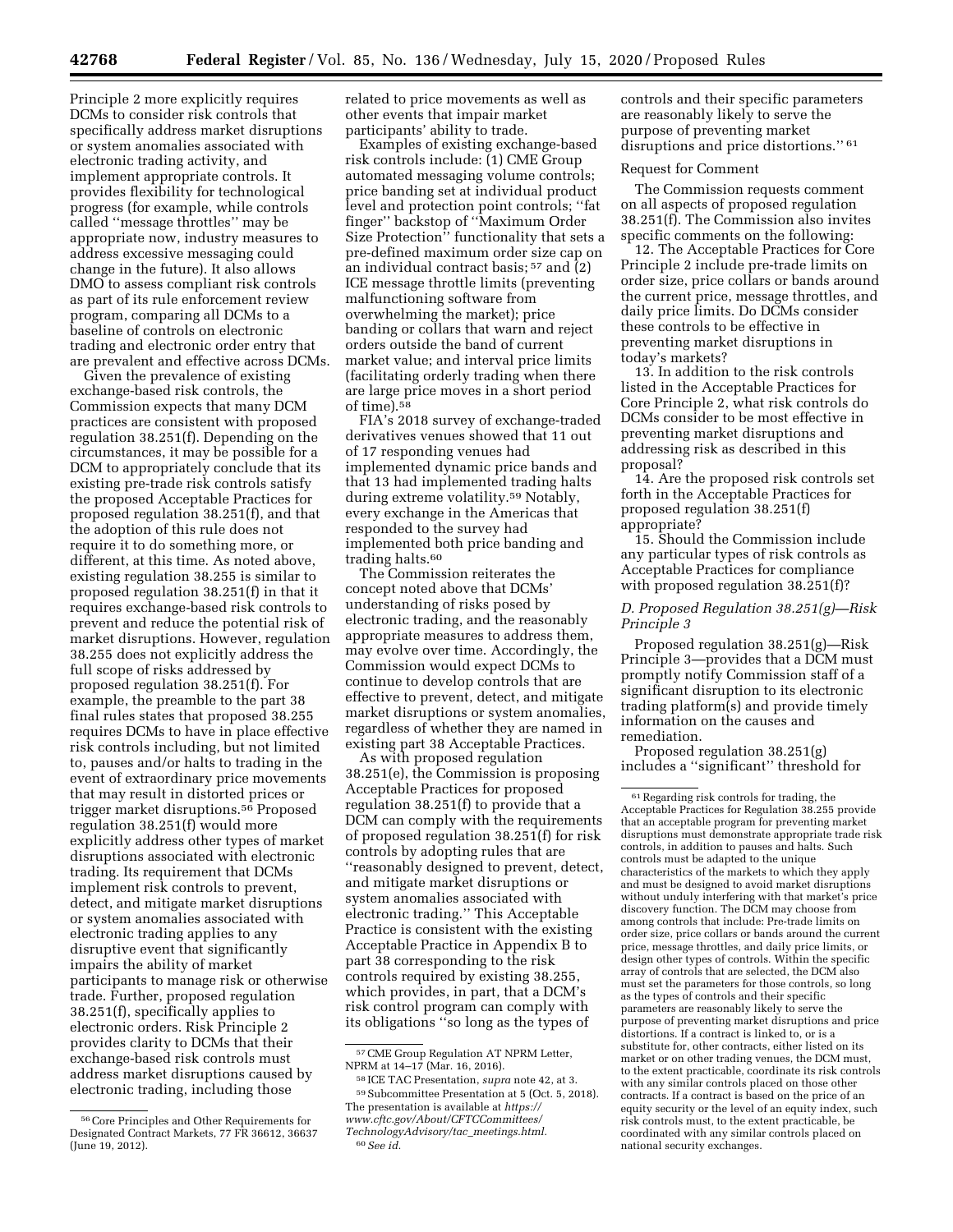Principle 2 more explicitly requires DCMs to consider risk controls that specifically address market disruptions or system anomalies associated with electronic trading activity, and implement appropriate controls. It provides flexibility for technological progress (for example, while controls called ''message throttles'' may be appropriate now, industry measures to address excessive messaging could change in the future). It also allows DMO to assess compliant risk controls as part of its rule enforcement review program, comparing all DCMs to a baseline of controls on electronic trading and electronic order entry that are prevalent and effective across DCMs.

Given the prevalence of existing exchange-based risk controls, the Commission expects that many DCM practices are consistent with proposed regulation 38.251(f). Depending on the circumstances, it may be possible for a DCM to appropriately conclude that its existing pre-trade risk controls satisfy the proposed Acceptable Practices for proposed regulation 38.251(f), and that the adoption of this rule does not require it to do something more, or different, at this time. As noted above, existing regulation 38.255 is similar to proposed regulation 38.251(f) in that it requires exchange-based risk controls to prevent and reduce the potential risk of market disruptions. However, regulation 38.255 does not explicitly address the full scope of risks addressed by proposed regulation 38.251(f). For example, the preamble to the part 38 final rules states that proposed 38.255 requires DCMs to have in place effective risk controls including, but not limited to, pauses and/or halts to trading in the event of extraordinary price movements that may result in distorted prices or trigger market disruptions.[56] Proposed regulation 38.251(f) would more explicitly address other types of market disruptions associated with electronic trading. Its requirement that DCMs implement risk controls to prevent, detect, and mitigate market disruptions or system anomalies associated with electronic trading applies to any disruptive event that significantly impairs the ability of market participants to manage risk or otherwise trade. Further, proposed regulation 38.251(f), specifically applies to electronic orders. Risk Principle 2 provides clarity to DCMs that their exchange-based risk controls must address market disruptions caused by electronic trading, including those related to price movements as well as other events that impair market participants' ability to trade.

Examples of existing exchange-based risk controls include: (1) CME Group automated messaging volume controls; price banding set at individual product level and protection point controls; ''fat finger'' backstop of ''Maximum Order Size Protection'' functionality that sets a pre-defined maximum order size cap on an individual contract basis;[57] and (2) ICE message throttle limits (preventing malfunctioning software from overwhelming the market); price banding or collars that warn and reject orders outside the band of current market value; and interval price limits (facilitating orderly trading when there are large price moves in a short period of time).[58]

FIA's 2018 survey of exchange-traded derivatives venues showed that 11 out of 17 responding venues had implemented dynamic price bands and that 13 had implemented trading halts during extreme volatility.[59] Notably, every exchange in the Americas that responded to the survey had implemented both price banding and trading halts.[60]

The Commission reiterates the concept noted above that DCMs' understanding of risks posed by electronic trading, and the reasonably appropriate measures to address them, may evolve over time. Accordingly, the Commission would expect DCMs to continue to develop controls that are effective to prevent, detect, and mitigate market disruptions or system anomalies, regardless of whether they are named in existing part 38 Acceptable Practices.

As with proposed regulation 38.251(e), the Commission is proposing Acceptable Practices for proposed regulation 38.251(f) to provide that a DCM can comply with the requirements of proposed regulation 38.251(f) for risk controls by adopting rules that are ''reasonably designed to prevent, detect, and mitigate market disruptions or system anomalies associated with electronic trading.'' This Acceptable Practice is consistent with the existing Acceptable Practice in Appendix B to part 38 corresponding to the risk controls required by existing 38.255, which provides, in part, that a DCM's risk control program can comply with its obligations ''so long as the types of controls and their specific parameters are reasonably likely to serve the purpose of preventing market disruptions and price distortions.''[61]

Request for Comment

The Commission requests comment on all aspects of proposed regulation 38.251(f). The Commission also invites specific comments on the following:

12. The Acceptable Practices for Core Principle 2 include pre-trade limits on order size, price collars or bands around the current price, message throttles, and daily price limits. Do DCMs consider these controls to be effective in preventing market disruptions in today's markets?

13. In addition to the risk controls listed in the Acceptable Practices for Core Principle 2, what risk controls do DCMs consider to be most effective in preventing market disruptions and addressing risk as described in this proposal?

14. Are the proposed risk controls set forth in the Acceptable Practices for proposed regulation 38.251(f) appropriate?

15. Should the Commission include any particular types of risk controls as Acceptable Practices for compliance with proposed regulation 38.251(f)?

### *D. Proposed Regulation 38.251(g)—Risk Principle 3*

Proposed regulation 38.251(g)—Risk Principle 3—provides that a DCM must promptly notify Commission staff of a significant disruption to its electronic trading platform(s) and provide timely information on the causes and remediation.

Proposed regulation 38.251(g) includes a ''significant'' threshold for

---

[56] Core Principles and Other Requirements for Designated Contract Markets, 77 FR 36612, 36637 (June 19, 2012).

[57] CME Group Regulation AT NPRM Letter, NPRM at 14–17 (Mar. 16, 2016).

[58] ICE TAC Presentation, *supra* note 42, at 3.

[59] Subcommittee Presentation at 5 (Oct. 5, 2018). The presentation is available at *https://www.cftc.gov/About/CFTCCommittees/TechnologyAdvisory/tac_meetings.html.*

[60] *See id.*

[61] Regarding risk controls for trading, the Acceptable Practices for Regulation 38.255 provide that an acceptable program for preventing market disruptions must demonstrate appropriate trade risk controls, in addition to pauses and halts. Such controls must be adapted to the unique characteristics of the markets to which they apply and must be designed to avoid market disruptions without unduly interfering with that market's price discovery function. The DCM may choose from among controls that include: Pre-trade limits on order size, price collars or bands around the current price, message throttles, and daily price limits, or design other types of controls. Within the specific array of controls that are selected, the DCM also must set the parameters for those controls, so long as the types of controls and their specific parameters are reasonably likely to serve the purpose of preventing market disruptions and price distortions. If a contract is linked to, or is a substitute for, other contracts, either listed on its market or on other trading venues, the DCM must, to the extent practicable, coordinate its risk controls with any similar controls placed on those other contracts. If a contract is based on the price of an equity security or the level of an equity index, such risk controls must, to the extent practicable, be coordinated with any similar controls placed on national security exchanges.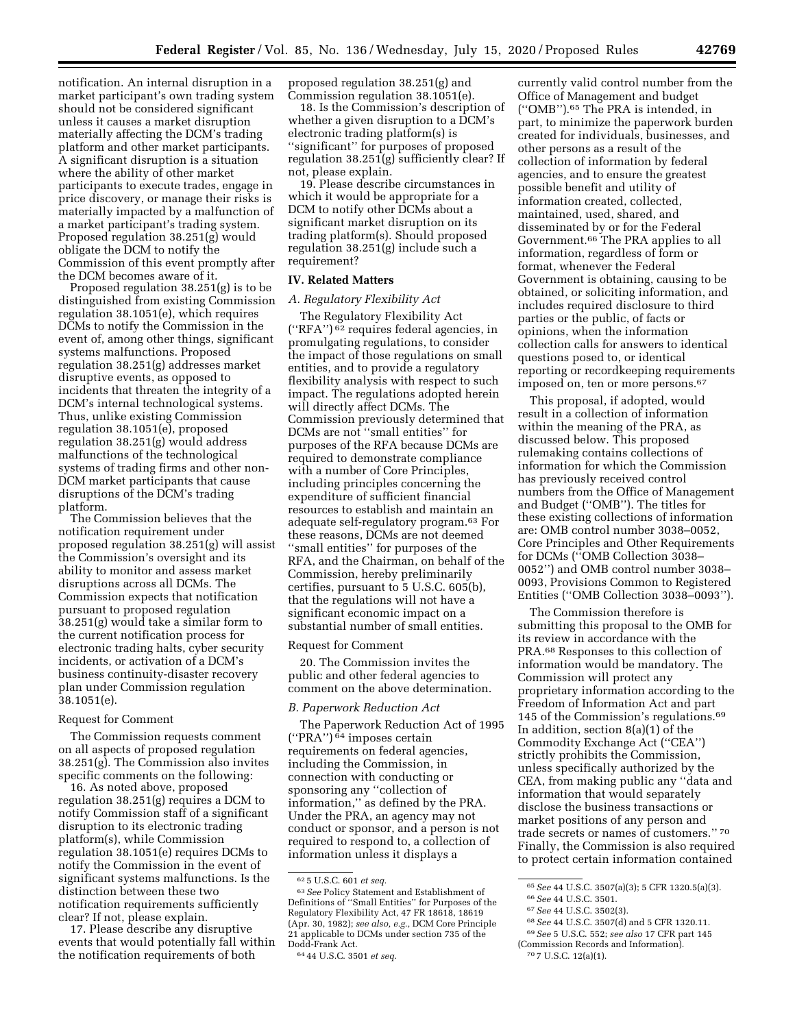notification. An internal disruption in a market participant's own trading system should not be considered significant unless it causes a market disruption materially affecting the DCM's trading platform and other market participants. A significant disruption is a situation where the ability of other market participants to execute trades, engage in price discovery, or manage their risks is materially impacted by a malfunction of a market participant's trading system. Proposed regulation 38.251(g) would obligate the DCM to notify the Commission of this event promptly after the DCM becomes aware of it.

Proposed regulation 38.251(g) is to be distinguished from existing Commission regulation 38.1051(e), which requires DCMs to notify the Commission in the event of, among other things, significant systems malfunctions. Proposed regulation 38.251(g) addresses market disruptive events, as opposed to incidents that threaten the integrity of a DCM's internal technological systems. Thus, unlike existing Commission regulation 38.1051(e), proposed regulation 38.251(g) would address malfunctions of the technological systems of trading firms and other non-DCM market participants that cause disruptions of the DCM's trading platform.

The Commission believes that the notification requirement under proposed regulation 38.251(g) will assist the Commission's oversight and its ability to monitor and assess market disruptions across all DCMs. The Commission expects that notification pursuant to proposed regulation 38.251(g) would take a similar form to the current notification process for electronic trading halts, cyber security incidents, or activation of a DCM's business continuity-disaster recovery plan under Commission regulation 38.1051(e).

Request for Comment

The Commission requests comment on all aspects of proposed regulation 38.251(g). The Commission also invites specific comments on the following:

16. As noted above, proposed regulation 38.251(g) requires a DCM to notify Commission staff of a significant disruption to its electronic trading platform(s), while Commission regulation 38.1051(e) requires DCMs to notify the Commission in the event of significant systems malfunctions. Is the distinction between these two notification requirements sufficiently clear? If not, please explain.

17. Please describe any disruptive events that would potentially fall within the notification requirements of both proposed regulation 38.251(g) and Commission regulation 38.1051(e).

18. Is the Commission's description of whether a given disruption to a DCM's electronic trading platform(s) is "significant" for purposes of proposed regulation 38.251(g) sufficiently clear? If not, please explain.

19. Please describe circumstances in which it would be appropriate for a DCM to notify other DCMs about a significant market disruption on its trading platform(s). Should proposed regulation 38.251(g) include such a requirement?

## IV. Related Matters

### A. Regulatory Flexibility Act

The Regulatory Flexibility Act ("RFA")[62] requires federal agencies, in promulgating regulations, to consider the impact of those regulations on small entities, and to provide a regulatory flexibility analysis with respect to such impact. The regulations adopted herein will directly affect DCMs. The Commission previously determined that DCMs are not "small entities" for purposes of the RFA because DCMs are required to demonstrate compliance with a number of Core Principles, including principles concerning the expenditure of sufficient financial resources to establish and maintain an adequate self-regulatory program.[63] For these reasons, DCMs are not deemed "small entities" for purposes of the RFA, and the Chairman, on behalf of the Commission, hereby preliminarily certifies, pursuant to 5 U.S.C. 605(b), that the regulations will not have a significant economic impact on a substantial number of small entities.

Request for Comment

20. The Commission invites the public and other federal agencies to comment on the above determination.

### B. Paperwork Reduction Act

The Paperwork Reduction Act of 1995 ("PRA")[64] imposes certain requirements on federal agencies, including the Commission, in connection with conducting or sponsoring any "collection of information," as defined by the PRA. Under the PRA, an agency may not conduct or sponsor, and a person is not required to respond to, a collection of information unless it displays a currently valid control number from the Office of Management and budget ("OMB").[65] The PRA is intended, in part, to minimize the paperwork burden created for individuals, businesses, and other persons as a result of the collection of information by federal agencies, and to ensure the greatest possible benefit and utility of information created, collected, maintained, used, shared, and disseminated by or for the Federal Government.[66] The PRA applies to all information, regardless of form or format, whenever the Federal Government is obtaining, causing to be obtained, or soliciting information, and includes required disclosure to third parties or the public, of facts or opinions, when the information collection calls for answers to identical questions posed to, or identical reporting or recordkeeping requirements imposed on, ten or more persons.[67]

This proposal, if adopted, would result in a collection of information within the meaning of the PRA, as discussed below. This proposed rulemaking contains collections of information for which the Commission has previously received control numbers from the Office of Management and Budget ("OMB"). The titles for these existing collections of information are: OMB control number 3038–0052, Core Principles and Other Requirements for DCMs ("OMB Collection 3038–0052") and OMB control number 3038–0093, Provisions Common to Registered Entities ("OMB Collection 3038–0093").

The Commission therefore is submitting this proposal to the OMB for its review in accordance with the PRA.[68] Responses to this collection of information would be mandatory. The Commission will protect any proprietary information according to the Freedom of Information Act and part 145 of the Commission's regulations.[69] In addition, section 8(a)(1) of the Commodity Exchange Act ("CEA") strictly prohibits the Commission, unless specifically authorized by the CEA, from making public any "data and information that would separately disclose the business transactions or market positions of any person and trade secrets or names of customers."[70] Finally, the Commission is also required to protect certain information contained

---

[62] 5 U.S.C. 601 *et seq.*

[63] *See* Policy Statement and Establishment of Definitions of "Small Entities" for Purposes of the Regulatory Flexibility Act, 47 FR 18618, 18619 (Apr. 30, 1982); *see also, e.g.,* DCM Core Principle 21 applicable to DCMs under section 735 of the Dodd-Frank Act.

[64] 44 U.S.C. 3501 *et seq.*

[65] *See* 44 U.S.C. 3507(a)(3); 5 CFR 1320.5(a)(3).

[66] *See* 44 U.S.C. 3501.

[67] *See* 44 U.S.C. 3502(3).

[68] *See* 44 U.S.C. 3507(d) and 5 CFR 1320.11.

[69] *See* 5 U.S.C. 552; *see also* 17 CFR part 145 (Commission Records and Information).

[70] 7 U.S.C. 12(a)(1).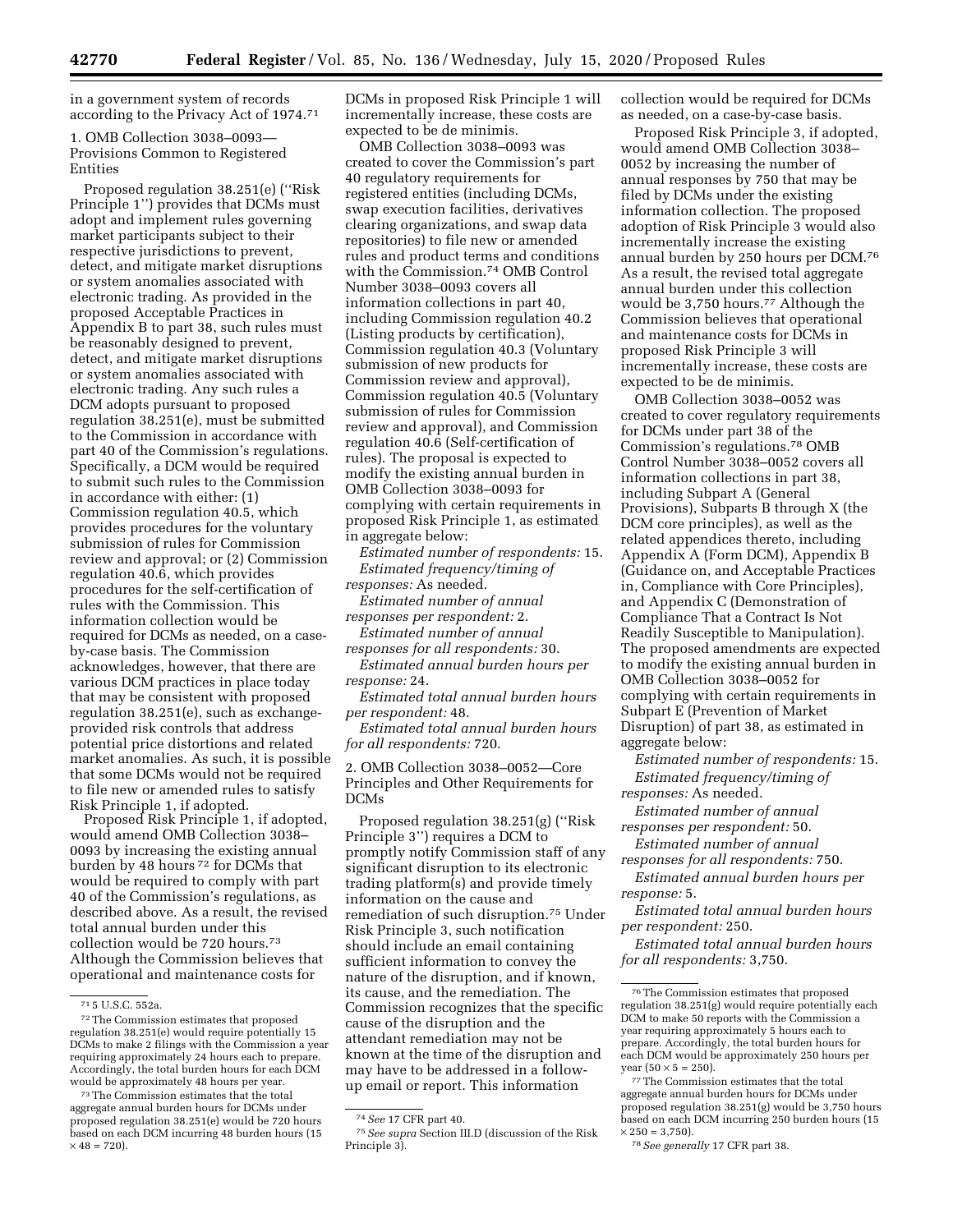in a government system of records according to the Privacy Act of 1974.[71]

1. OMB Collection 3038–0093—Provisions Common to Registered Entities

Proposed regulation 38.251(e) (''Risk Principle 1'') provides that DCMs must adopt and implement rules governing market participants subject to their respective jurisdictions to prevent, detect, and mitigate market disruptions or system anomalies associated with electronic trading. As provided in the proposed Acceptable Practices in Appendix B to part 38, such rules must be reasonably designed to prevent, detect, and mitigate market disruptions or system anomalies associated with electronic trading. Any such rules a DCM adopts pursuant to proposed regulation 38.251(e), must be submitted to the Commission in accordance with part 40 of the Commission's regulations. Specifically, a DCM would be required to submit such rules to the Commission in accordance with either: (1) Commission regulation 40.5, which provides procedures for the voluntary submission of rules for Commission review and approval; or (2) Commission regulation 40.6, which provides procedures for the self-certification of rules with the Commission. This information collection would be required for DCMs as needed, on a case-by-case basis. The Commission acknowledges, however, that there are various DCM practices in place today that may be consistent with proposed regulation 38.251(e), such as exchange-provided risk controls that address potential price distortions and related market anomalies. As such, it is possible that some DCMs would not be required to file new or amended rules to satisfy Risk Principle 1, if adopted.

Proposed Risk Principle 1, if adopted, would amend OMB Collection 3038–0093 by increasing the existing annual burden by 48 hours[72] for DCMs that would be required to comply with part 40 of the Commission's regulations, as described above. As a result, the revised total annual burden under this collection would be 720 hours.[73] Although the Commission believes that operational and maintenance costs for DCMs in proposed Risk Principle 1 will incrementally increase, these costs are expected to be de minimis.

OMB Collection 3038–0093 was created to cover the Commission's part 40 regulatory requirements for registered entities (including DCMs, swap execution facilities, derivatives clearing organizations, and swap data repositories) to file new or amended rules and product terms and conditions with the Commission.[74] OMB Control Number 3038–0093 covers all information collections in part 40, including Commission regulation 40.2 (Listing products by certification), Commission regulation 40.3 (Voluntary submission of new products for Commission review and approval), Commission regulation 40.5 (Voluntary submission of rules for Commission review and approval), and Commission regulation 40.6 (Self-certification of rules). The proposal is expected to modify the existing annual burden in OMB Collection 3038–0093 for complying with certain requirements in proposed Risk Principle 1, as estimated in aggregate below:

*Estimated number of respondents:* 15.

*Estimated frequency/timing of responses:* As needed.

*Estimated number of annual responses per respondent:* 2.

*Estimated number of annual responses for all respondents:* 30.

*Estimated annual burden hours per response:* 24.

*Estimated total annual burden hours per respondent:* 48.

*Estimated total annual burden hours for all respondents:* 720.

2. OMB Collection 3038–0052—Core Principles and Other Requirements for DCMs

Proposed regulation 38.251(g) (''Risk Principle 3'') requires a DCM to promptly notify Commission staff of any significant disruption to its electronic trading platform(s) and provide timely information on the cause and remediation of such disruption.[75] Under Risk Principle 3, such notification should include an email containing sufficient information to convey the nature of the disruption, and if known, its cause, and the remediation. The Commission recognizes that the specific cause of the disruption and the attendant remediation may not be known at the time of the disruption and may have to be addressed in a follow-up email or report. This information collection would be required for DCMs as needed, on a case-by-case basis.

Proposed Risk Principle 3, if adopted, would amend OMB Collection 3038–0052 by increasing the number of annual responses by 750 that may be filed by DCMs under the existing information collection. The proposed adoption of Risk Principle 3 would also incrementally increase the existing annual burden by 250 hours per DCM.[76] As a result, the revised total aggregate annual burden under this collection would be 3,750 hours.[77] Although the Commission believes that operational and maintenance costs for DCMs in proposed Risk Principle 3 will incrementally increase, these costs are expected to be de minimis.

OMB Collection 3038–0052 was created to cover regulatory requirements for DCMs under part 38 of the Commission's regulations.[78] OMB Control Number 3038–0052 covers all information collections in part 38, including Subpart A (General Provisions), Subparts B through X (the DCM core principles), as well as the related appendices thereto, including Appendix A (Form DCM), Appendix B (Guidance on, and Acceptable Practices in, Compliance with Core Principles), and Appendix C (Demonstration of Compliance That a Contract Is Not Readily Susceptible to Manipulation). The proposed amendments are expected to modify the existing annual burden in OMB Collection 3038–0052 for complying with certain requirements in Subpart E (Prevention of Market Disruption) of part 38, as estimated in aggregate below:

*Estimated number of respondents:* 15.

*Estimated frequency/timing of responses:* As needed.

*Estimated number of annual responses per respondent:* 50.

*Estimated number of annual responses for all respondents:* 750.

*Estimated annual burden hours per response:* 5.

*Estimated total annual burden hours per respondent:* 250.

*Estimated total annual burden hours for all respondents:* 3,750.

---

[71] 5 U.S.C. 552a.

[72] The Commission estimates that proposed regulation 38.251(e) would require potentially 15 DCMs to make 2 filings with the Commission a year requiring approximately 24 hours each to prepare. Accordingly, the total burden hours for each DCM would be approximately 48 hours per year.

[73] The Commission estimates that the total aggregate annual burden hours for DCMs under proposed regulation 38.251(e) would be 720 hours based on each DCM incurring 48 burden hours ($15 \times 48 = 720$).

[74] *See* 17 CFR part 40.

[75] *See supra* Section III.D (discussion of the Risk Principle 3).

[76] The Commission estimates that proposed regulation 38.251(g) would require potentially each DCM to make 50 reports with the Commission a year requiring approximately 5 hours each to prepare. Accordingly, the total burden hours for each DCM would be approximately 250 hours per year ($50 \times 5 = 250$).

[77] The Commission estimates that the total aggregate annual burden hours for DCMs under proposed regulation 38.251(g) would be 3,750 hours based on each DCM incurring 250 burden hours ($15 \times 250 = 3{,}750$).

[78] *See generally* 17 CFR part 38.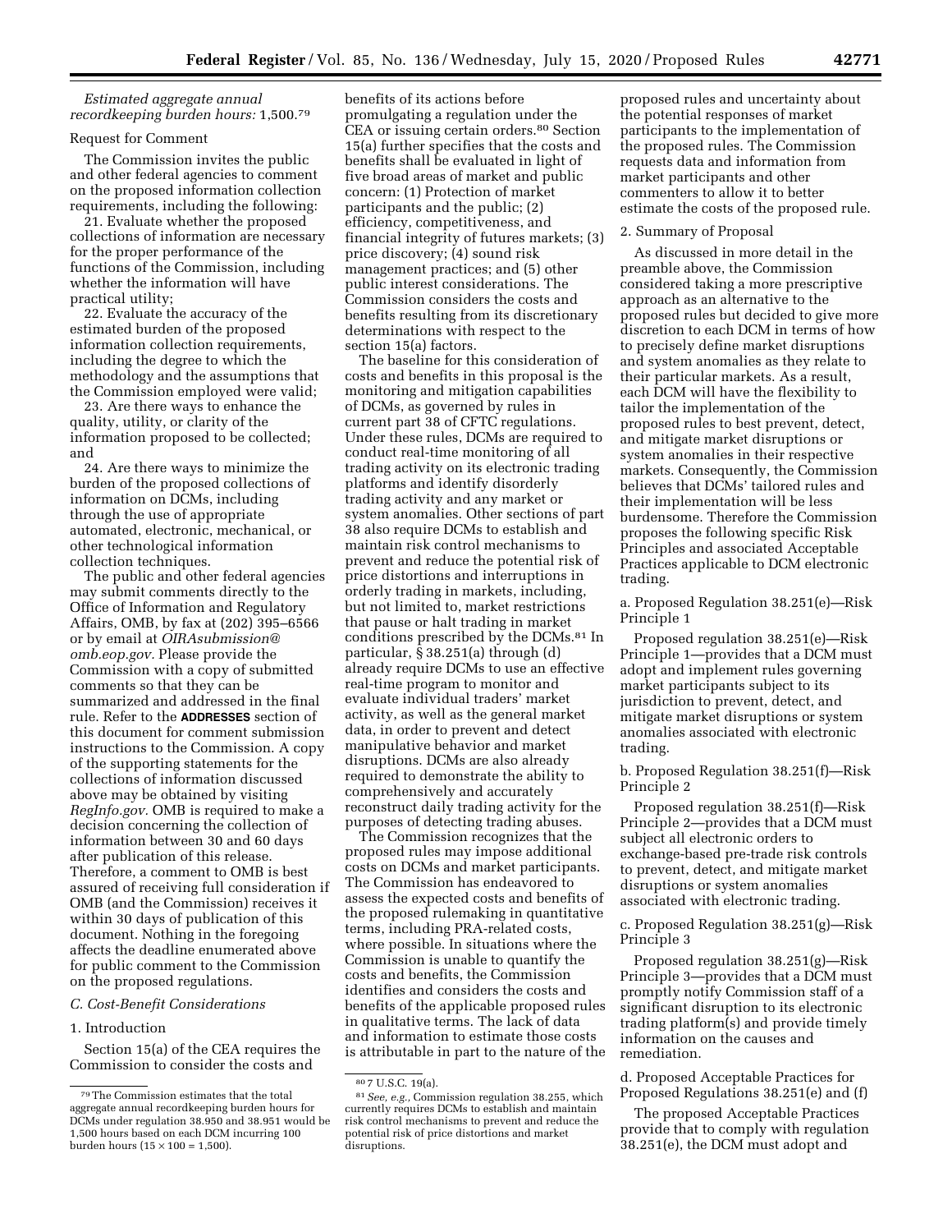*Estimated aggregate annual recordkeeping burden hours:* 1,500.[79]

Request for Comment

The Commission invites the public and other federal agencies to comment on the proposed information collection requirements, including the following:

21. Evaluate whether the proposed collections of information are necessary for the proper performance of the functions of the Commission, including whether the information will have practical utility;

22. Evaluate the accuracy of the estimated burden of the proposed information collection requirements, including the degree to which the methodology and the assumptions that the Commission employed were valid;

23. Are there ways to enhance the quality, utility, or clarity of the information proposed to be collected; and

24. Are there ways to minimize the burden of the proposed collections of information on DCMs, including through the use of appropriate automated, electronic, mechanical, or other technological information collection techniques.

The public and other federal agencies may submit comments directly to the Office of Information and Regulatory Affairs, OMB, by fax at (202) 395–6566 or by email at *OIRAsubmission@omb.eop.gov.* Please provide the Commission with a copy of submitted comments so that they can be summarized and addressed in the final rule. Refer to the **ADDRESSES** section of this document for comment submission instructions to the Commission. A copy of the supporting statements for the collections of information discussed above may be obtained by visiting *RegInfo.gov.* OMB is required to make a decision concerning the collection of information between 30 and 60 days after publication of this release. Therefore, a comment to OMB is best assured of receiving full consideration if OMB (and the Commission) receives it within 30 days of publication of this document. Nothing in the foregoing affects the deadline enumerated above for public comment to the Commission on the proposed regulations.

### *C. Cost-Benefit Considerations*

1. Introduction

Section 15(a) of the CEA requires the Commission to consider the costs and benefits of its actions before promulgating a regulation under the CEA or issuing certain orders.[80] Section 15(a) further specifies that the costs and benefits shall be evaluated in light of five broad areas of market and public concern: (1) Protection of market participants and the public; (2) efficiency, competitiveness, and financial integrity of futures markets; (3) price discovery; (4) sound risk management practices; and (5) other public interest considerations. The Commission considers the costs and benefits resulting from its discretionary determinations with respect to the section 15(a) factors.

The baseline for this consideration of costs and benefits in this proposal is the monitoring and mitigation capabilities of DCMs, as governed by rules in current part 38 of CFTC regulations. Under these rules, DCMs are required to conduct real-time monitoring of all trading activity on its electronic trading platforms and identify disorderly trading activity and any market or system anomalies. Other sections of part 38 also require DCMs to establish and maintain risk control mechanisms to prevent and reduce the potential risk of price distortions and interruptions in orderly trading in markets, including, but not limited to, market restrictions that pause or halt trading in market conditions prescribed by the DCMs.[81] In particular, § 38.251(a) through (d) already require DCMs to use an effective real-time program to monitor and evaluate individual traders' market activity, as well as the general market data, in order to prevent and detect manipulative behavior and market disruptions. DCMs are also already required to demonstrate the ability to comprehensively and accurately reconstruct daily trading activity for the purposes of detecting trading abuses.

The Commission recognizes that the proposed rules may impose additional costs on DCMs and market participants. The Commission has endeavored to assess the expected costs and benefits of the proposed rulemaking in quantitative terms, including PRA-related costs, where possible. In situations where the Commission is unable to quantify the costs and benefits, the Commission identifies and considers the costs and benefits of the applicable proposed rules in qualitative terms. The lack of data and information to estimate those costs is attributable in part to the nature of the proposed rules and uncertainty about the potential responses of market participants to the implementation of the proposed rules. The Commission requests data and information from market participants and other commenters to allow it to better estimate the costs of the proposed rule.

2. Summary of Proposal

As discussed in more detail in the preamble above, the Commission considered taking a more prescriptive approach as an alternative to the proposed rules but decided to give more discretion to each DCM in terms of how to precisely define market disruptions and system anomalies as they relate to their particular markets. As a result, each DCM will have the flexibility to tailor the implementation of the proposed rules to best prevent, detect, and mitigate market disruptions or system anomalies in their respective markets. Consequently, the Commission believes that DCMs' tailored rules and their implementation will be less burdensome. Therefore the Commission proposes the following specific Risk Principles and associated Acceptable Practices applicable to DCM electronic trading.

a. Proposed Regulation 38.251(e)—Risk Principle 1

Proposed regulation 38.251(e)—Risk Principle 1—provides that a DCM must adopt and implement rules governing market participants subject to its jurisdiction to prevent, detect, and mitigate market disruptions or system anomalies associated with electronic trading.

b. Proposed Regulation 38.251(f)—Risk Principle 2

Proposed regulation 38.251(f)—Risk Principle 2—provides that a DCM must subject all electronic orders to exchange-based pre-trade risk controls to prevent, detect, and mitigate market disruptions or system anomalies associated with electronic trading.

c. Proposed Regulation 38.251(g)—Risk Principle 3

Proposed regulation 38.251(g)—Risk Principle 3—provides that a DCM must promptly notify Commission staff of a significant disruption to its electronic trading platform(s) and provide timely information on the causes and remediation.

d. Proposed Acceptable Practices for Proposed Regulations 38.251(e) and (f)

The proposed Acceptable Practices provide that to comply with regulation 38.251(e), the DCM must adopt and

---

[79] The Commission estimates that the total aggregate annual recordkeeping burden hours for DCMs under regulation 38.950 and 38.951 would be 1,500 hours based on each DCM incurring 100 burden hours ($15 \times 100 = 1,500$).

[80] 7 U.S.C. 19(a).

[81] *See, e.g.,* Commission regulation 38.255, which currently requires DCMs to establish and maintain risk control mechanisms to prevent and reduce the potential risk of price distortions and market disruptions.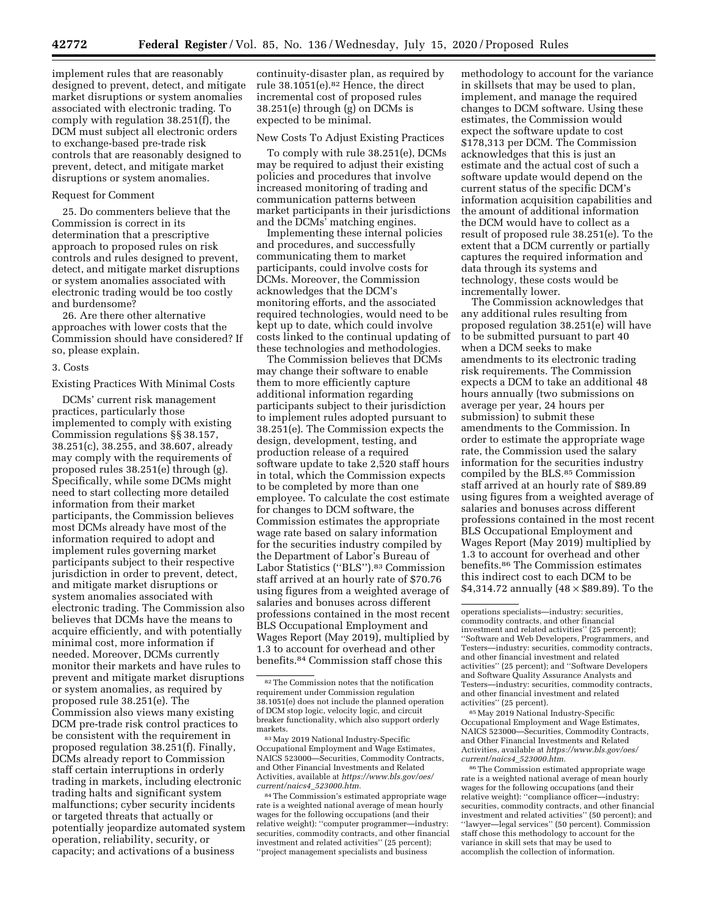implement rules that are reasonably designed to prevent, detect, and mitigate market disruptions or system anomalies associated with electronic trading. To comply with regulation 38.251(f), the DCM must subject all electronic orders to exchange-based pre-trade risk controls that are reasonably designed to prevent, detect, and mitigate market disruptions or system anomalies.

Request for Comment

25. Do commenters believe that the Commission is correct in its determination that a prescriptive approach to proposed rules on risk controls and rules designed to prevent, detect, and mitigate market disruptions or system anomalies associated with electronic trading would be too costly and burdensome?

26. Are there other alternative approaches with lower costs that the Commission should have considered? If so, please explain.

3. Costs

Existing Practices With Minimal Costs

DCMs' current risk management practices, particularly those implemented to comply with existing Commission regulations §§ 38.157, 38.251(c), 38.255, and 38.607, already may comply with the requirements of proposed rules 38.251(e) through (g). Specifically, while some DCMs might need to start collecting more detailed information from their market participants, the Commission believes most DCMs already have most of the information required to adopt and implement rules governing market participants subject to their respective jurisdiction in order to prevent, detect, and mitigate market disruptions or system anomalies associated with electronic trading. The Commission also believes that DCMs have the means to acquire efficiently, and with potentially minimal cost, more information if needed. Moreover, DCMs currently monitor their markets and have rules to prevent and mitigate market disruptions or system anomalies, as required by proposed rule 38.251(e). The Commission also views many existing DCM pre-trade risk control practices to be consistent with the requirement in proposed regulation 38.251(f). Finally, DCMs already report to Commission staff certain interruptions in orderly trading in markets, including electronic trading halts and significant system malfunctions; cyber security incidents or targeted threats that actually or potentially jeopardize automated system operation, reliability, security, or capacity; and activations of a business continuity-disaster plan, as required by rule 38.1051(e).[82] Hence, the direct incremental cost of proposed rules 38.251(e) through (g) on DCMs is expected to be minimal.

New Costs To Adjust Existing Practices

To comply with rule 38.251(e), DCMs may be required to adjust their existing policies and procedures that involve increased monitoring of trading and communication patterns between market participants in their jurisdictions and the DCMs' matching engines.

Implementing these internal policies and procedures, and successfully communicating them to market participants, could involve costs for DCMs. Moreover, the Commission acknowledges that the DCM's monitoring efforts, and the associated required technologies, would need to be kept up to date, which could involve costs linked to the continual updating of these technologies and methodologies.

The Commission believes that DCMs may change their software to enable them to more efficiently capture additional information regarding participants subject to their jurisdiction to implement rules adopted pursuant to 38.251(e). The Commission expects the design, development, testing, and production release of a required software update to take 2,520 staff hours in total, which the Commission expects to be completed by more than one employee. To calculate the cost estimate for changes to DCM software, the Commission estimates the appropriate wage rate based on salary information for the securities industry compiled by the Department of Labor's Bureau of Labor Statistics ("BLS").[83] Commission staff arrived at an hourly rate of $70.76 using figures from a weighted average of salaries and bonuses across different professions contained in the most recent BLS Occupational Employment and Wages Report (May 2019), multiplied by 1.3 to account for overhead and other benefits.[84] Commission staff chose this methodology to account for the variance in skillsets that may be used to plan, implement, and manage the required changes to DCM software. Using these estimates, the Commission would expect the software update to cost $178,313 per DCM. The Commission acknowledges that this is just an estimate and the actual cost of such a software update would depend on the current status of the specific DCM's information acquisition capabilities and the amount of additional information the DCM would have to collect as a result of proposed rule 38.251(e). To the extent that a DCM currently or partially captures the required information and data through its systems and technology, these costs would be incrementally lower.

The Commission acknowledges that any additional rules resulting from proposed regulation 38.251(e) will have to be submitted pursuant to part 40 when a DCM seeks to make amendments to its electronic trading risk requirements. The Commission expects a DCM to take an additional 48 hours annually (two submissions on average per year, 24 hours per submission) to submit these amendments to the Commission. In order to estimate the appropriate wage rate, the Commission used the salary information for the securities industry compiled by the BLS.[85] Commission staff arrived at an hourly rate of $89.89 using figures from a weighted average of salaries and bonuses across different professions contained in the most recent BLS Occupational Employment and Wages Report (May 2019) multiplied by 1.3 to account for overhead and other benefits.[86] The Commission estimates this indirect cost to each DCM to be $4,314.72 annually ($48 \times \$89.89$). To the

---

[82] The Commission notes that the notification requirement under Commission regulation 38.1051(e) does not include the planned operation of DCM stop logic, velocity logic, and circuit breaker functionality, which also support orderly markets.

[83] May 2019 National Industry-Specific Occupational Employment and Wage Estimates, NAICS 523000—Securities, Commodity Contracts, and Other Financial Investments and Related Activities, available at *https://www.bls.gov/oes/current/naics4_523000.htm.*

[84] The Commission's estimated appropriate wage rate is a weighted national average of mean hourly wages for the following occupations (and their relative weight): "computer programmer—industry: securities, commodity contracts, and other financial investment and related activities" (25 percent); "project management specialists and business operations specialists—industry: securities, commodity contracts, and other financial investment and related activities" (25 percent); "Software and Web Developers, Programmers, and Testers—industry: securities, commodity contracts, and other financial investment and related activities" (25 percent); and "Software Developers and Software Quality Assurance Analysts and Testers—industry: securities, commodity contracts, and other financial investment and related activities" (25 percent).

[85] May 2019 National Industry-Specific Occupational Employment and Wage Estimates, NAICS 523000—Securities, Commodity Contracts, and Other Financial Investments and Related Activities, available at *https://www.bls.gov/oes/current/naics4_523000.htm.*

[86] The Commission estimated appropriate wage rate is a weighted national average of mean hourly wages for the following occupations (and their relative weight): "compliance officer—industry: securities, commodity contracts, and other financial investment and related activities" (50 percent); and "lawyer—legal services" (50 percent). Commission staff chose this methodology to account for the variance in skill sets that may be used to accomplish the collection of information.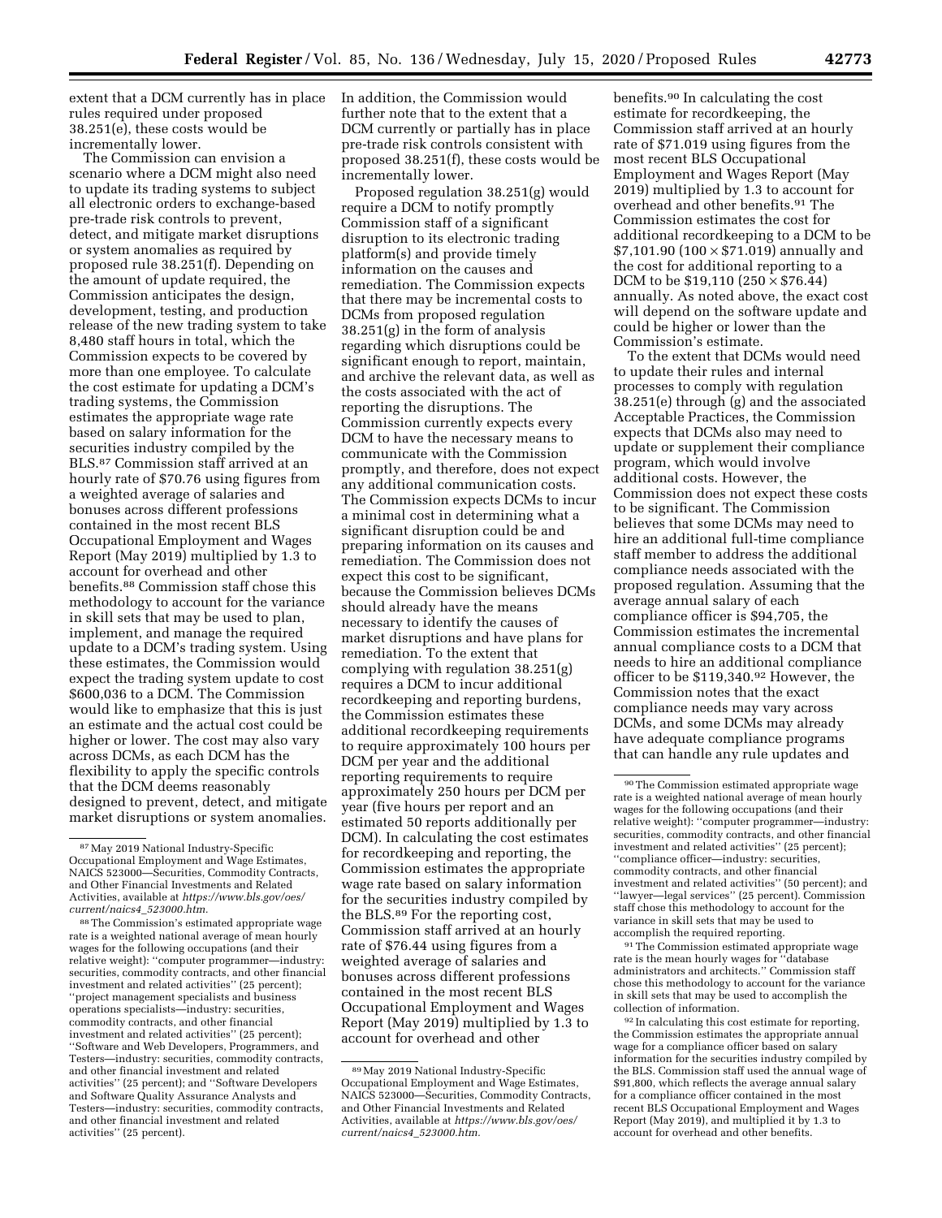extent that a DCM currently has in place rules required under proposed 38.251(e), these costs would be incrementally lower.

The Commission can envision a scenario where a DCM might also need to update its trading systems to subject all electronic orders to exchange-based pre-trade risk controls to prevent, detect, and mitigate market disruptions or system anomalies as required by proposed rule 38.251(f). Depending on the amount of update required, the Commission anticipates the design, development, testing, and production release of the new trading system to take 8,480 staff hours in total, which the Commission expects to be covered by more than one employee. To calculate the cost estimate for updating a DCM's trading systems, the Commission estimates the appropriate wage rate based on salary information for the securities industry compiled by the BLS.[87] Commission staff arrived at an hourly rate of $70.76 using figures from a weighted average of salaries and bonuses across different professions contained in the most recent BLS Occupational Employment and Wages Report (May 2019) multiplied by 1.3 to account for overhead and other benefits.[88] Commission staff chose this methodology to account for the variance in skill sets that may be used to plan, implement, and manage the required update to a DCM's trading system. Using these estimates, the Commission would expect the trading system update to cost $600,036 to a DCM. The Commission would like to emphasize that this is just an estimate and the actual cost could be higher or lower. The cost may also vary across DCMs, as each DCM has the flexibility to apply the specific controls that the DCM deems reasonably designed to prevent, detect, and mitigate market disruptions or system anomalies. In addition, the Commission would further note that to the extent that a DCM currently or partially has in place pre-trade risk controls consistent with proposed 38.251(f), these costs would be incrementally lower.

Proposed regulation 38.251(g) would require a DCM to notify promptly Commission staff of a significant disruption to its electronic trading platform(s) and provide timely information on the causes and remediation. The Commission expects that there may be incremental costs to DCMs from proposed regulation 38.251(g) in the form of analysis regarding which disruptions could be significant enough to report, maintain, and archive the relevant data, as well as the costs associated with the act of reporting the disruptions. The Commission currently expects every DCM to have the necessary means to communicate with the Commission promptly, and therefore, does not expect any additional communication costs. The Commission expects DCMs to incur a minimal cost in determining what a significant disruption could be and preparing information on its causes and remediation. The Commission does not expect this cost to be significant, because the Commission believes DCMs should already have the means necessary to identify the causes of market disruptions and have plans for remediation. To the extent that complying with regulation 38.251(g) requires a DCM to incur additional recordkeeping and reporting burdens, the Commission estimates these additional recordkeeping requirements to require approximately 100 hours per DCM per year and the additional reporting requirements to require approximately 250 hours per DCM per year (five hours per report and an estimated 50 reports additionally per DCM). In calculating the cost estimates for recordkeeping and reporting, the Commission estimates the appropriate wage rate based on salary information for the securities industry compiled by the BLS.[89] For the reporting cost, Commission staff arrived at an hourly rate of $76.44 using figures from a weighted average of salaries and bonuses across different professions contained in the most recent BLS Occupational Employment and Wages Report (May 2019) multiplied by 1.3 to account for overhead and other benefits.[90] In calculating the cost estimate for recordkeeping, the Commission staff arrived at an hourly rate of $71.019 using figures from the most recent BLS Occupational Employment and Wages Report (May 2019) multiplied by 1.3 to account for overhead and other benefits.[91] The Commission estimates the cost for additional recordkeeping to a DCM to be $7,101.90 ($100 \times \$71.019$) annually and the cost for additional reporting to a DCM to be $19,110 ($250 \times \$76.44$) annually. As noted above, the exact cost will depend on the software update and could be higher or lower than the Commission's estimate.

To the extent that DCMs would need to update their rules and internal processes to comply with regulation 38.251(e) through (g) and the associated Acceptable Practices, the Commission expects that DCMs also may need to update or supplement their compliance program, which would involve additional costs. However, the Commission does not expect these costs to be significant. The Commission believes that some DCMs may need to hire an additional full-time compliance staff member to address the additional compliance needs associated with the proposed regulation. Assuming that the average annual salary of each compliance officer is $94,705, the Commission estimates the incremental annual compliance costs to a DCM that needs to hire an additional compliance officer to be $119,340.[92] However, the Commission notes that the exact compliance needs may vary across DCMs, and some DCMs may already have adequate compliance programs that can handle any rule updates and

---

[87] May 2019 National Industry-Specific Occupational Employment and Wage Estimates, NAICS 523000—Securities, Commodity Contracts, and Other Financial Investments and Related Activities, available at *https://www.bls.gov/oes/current/naics4_523000.htm.*

[88] The Commission's estimated appropriate wage rate is a weighted national average of mean hourly wages for the following occupations (and their relative weight): ''computer programmer—industry: securities, commodity contracts, and other financial investment and related activities'' (25 percent); ''project management specialists and business operations specialists—industry: securities, commodity contracts, and other financial investment and related activities'' (25 percent); ''Software and Web Developers, Programmers, and Testers—industry: securities, commodity contracts, and other financial investment and related activities'' (25 percent); and ''Software Developers and Software Quality Assurance Analysts and Testers—industry: securities, commodity contracts, and other financial investment and related activities'' (25 percent).

[89] May 2019 National Industry-Specific Occupational Employment and Wage Estimates, NAICS 523000—Securities, Commodity Contracts, and Other Financial Investments and Related Activities, available at *https://www.bls.gov/oes/current/naics4_523000.htm.*

[90] The Commission estimated appropriate wage rate is a weighted national average of mean hourly wages for the following occupations (and their relative weight): ''computer programmer—industry: securities, commodity contracts, and other financial investment and related activities'' (25 percent); ''compliance officer—industry: securities, commodity contracts, and other financial investment and related activities'' (50 percent); and ''lawyer—legal services'' (25 percent). Commission staff chose this methodology to account for the variance in skill sets that may be used to accomplish the required reporting.

[91] The Commission estimated appropriate wage rate is the mean hourly wages for ''database administrators and architects.'' Commission staff chose this methodology to account for the variance in skill sets that may be used to accomplish the collection of information.

[92] In calculating this cost estimate for reporting, the Commission estimates the appropriate annual wage for a compliance officer based on salary information for the securities industry compiled by the BLS. Commission staff used the annual wage of $91,800, which reflects the average annual salary for a compliance officer contained in the most recent BLS Occupational Employment and Wages Report (May 2019), and multiplied it by 1.3 to account for overhead and other benefits.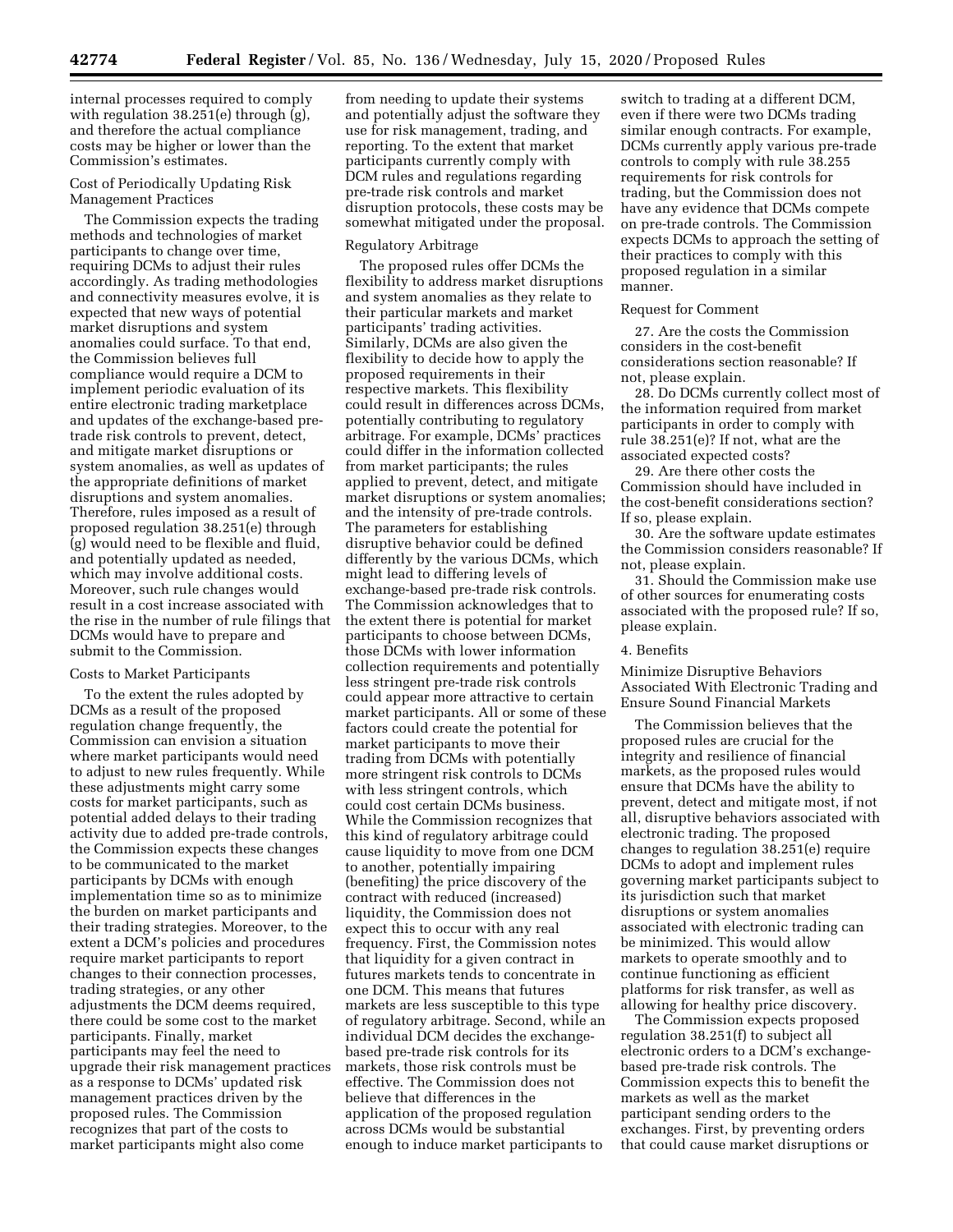internal processes required to comply with regulation 38.251(e) through (g), and therefore the actual compliance costs may be higher or lower than the Commission's estimates.

Cost of Periodically Updating Risk Management Practices

The Commission expects the trading methods and technologies of market participants to change over time, requiring DCMs to adjust their rules accordingly. As trading methodologies and connectivity measures evolve, it is expected that new ways of potential market disruptions and system anomalies could surface. To that end, the Commission believes full compliance would require a DCM to implement periodic evaluation of its entire electronic trading marketplace and updates of the exchange-based pre-trade risk controls to prevent, detect, and mitigate market disruptions or system anomalies, as well as updates of the appropriate definitions of market disruptions and system anomalies. Therefore, rules imposed as a result of proposed regulation 38.251(e) through (g) would need to be flexible and fluid, and potentially updated as needed, which may involve additional costs. Moreover, such rule changes would result in a cost increase associated with the rise in the number of rule filings that DCMs would have to prepare and submit to the Commission.

Costs to Market Participants

To the extent the rules adopted by DCMs as a result of the proposed regulation change frequently, the Commission can envision a situation where market participants would need to adjust to new rules frequently. While these adjustments might carry some costs for market participants, such as potential added delays to their trading activity due to added pre-trade controls, the Commission expects these changes to be communicated to the market participants by DCMs with enough implementation time so as to minimize the burden on market participants and their trading strategies. Moreover, to the extent a DCM's policies and procedures require market participants to report changes to their connection processes, trading strategies, or any other adjustments the DCM deems required, there could be some cost to the market participants. Finally, market participants may feel the need to upgrade their risk management practices as a response to DCMs' updated risk management practices driven by the proposed rules. The Commission recognizes that part of the costs to market participants might also come from needing to update their systems and potentially adjust the software they use for risk management, trading, and reporting. To the extent that market participants currently comply with DCM rules and regulations regarding pre-trade risk controls and market disruption protocols, these costs may be somewhat mitigated under the proposal.

Regulatory Arbitrage

The proposed rules offer DCMs the flexibility to address market disruptions and system anomalies as they relate to their particular markets and market participants' trading activities. Similarly, DCMs are also given the flexibility to decide how to apply the proposed requirements in their respective markets. This flexibility could result in differences across DCMs, potentially contributing to regulatory arbitrage. For example, DCMs' practices could differ in the information collected from market participants; the rules applied to prevent, detect, and mitigate market disruptions or system anomalies; and the intensity of pre-trade controls. The parameters for establishing disruptive behavior could be defined differently by the various DCMs, which might lead to differing levels of exchange-based pre-trade risk controls. The Commission acknowledges that to the extent there is potential for market participants to choose between DCMs, those DCMs with lower information collection requirements and potentially less stringent pre-trade risk controls could appear more attractive to certain market participants. All or some of these factors could create the potential for market participants to move their trading from DCMs with potentially more stringent risk controls to DCMs with less stringent controls, which could cost certain DCMs business. While the Commission recognizes that this kind of regulatory arbitrage could cause liquidity to move from one DCM to another, potentially impairing (benefiting) the price discovery of the contract with reduced (increased) liquidity, the Commission does not expect this to occur with any real frequency. First, the Commission notes that liquidity for a given contract in futures markets tends to concentrate in one DCM. This means that futures markets are less susceptible to this type of regulatory arbitrage. Second, while an individual DCM decides the exchange-based pre-trade risk controls for its markets, those risk controls must be effective. The Commission does not believe that differences in the application of the proposed regulation across DCMs would be substantial enough to induce market participants to switch to trading at a different DCM, even if there were two DCMs trading similar enough contracts. For example, DCMs currently apply various pre-trade controls to comply with rule 38.255 requirements for risk controls for trading, but the Commission does not have any evidence that DCMs compete on pre-trade controls. The Commission expects DCMs to approach the setting of their practices to comply with this proposed regulation in a similar manner.

Request for Comment

27. Are the costs the Commission considers in the cost-benefit considerations section reasonable? If not, please explain.

28. Do DCMs currently collect most of the information required from market participants in order to comply with rule 38.251(e)? If not, what are the associated expected costs?

29. Are there other costs the Commission should have included in the cost-benefit considerations section? If so, please explain.

30. Are the software update estimates the Commission considers reasonable? If not, please explain.

31. Should the Commission make use of other sources for enumerating costs associated with the proposed rule? If so, please explain.

4. Benefits

Minimize Disruptive Behaviors Associated With Electronic Trading and Ensure Sound Financial Markets

The Commission believes that the proposed rules are crucial for the integrity and resilience of financial markets, as the proposed rules would ensure that DCMs have the ability to prevent, detect and mitigate most, if not all, disruptive behaviors associated with electronic trading. The proposed changes to regulation 38.251(e) require DCMs to adopt and implement rules governing market participants subject to its jurisdiction such that market disruptions or system anomalies associated with electronic trading can be minimized. This would allow markets to operate smoothly and to continue functioning as efficient platforms for risk transfer, as well as allowing for healthy price discovery.

The Commission expects proposed regulation 38.251(f) to subject all electronic orders to a DCM's exchange-based pre-trade risk controls. The Commission expects this to benefit the markets as well as the market participant sending orders to the exchanges. First, by preventing orders that could cause market disruptions or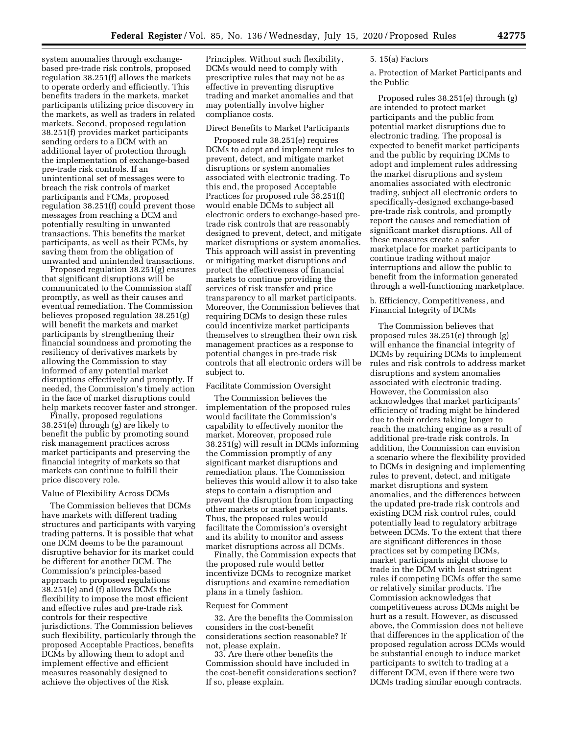system anomalies through exchange-based pre-trade risk controls, proposed regulation 38.251(f) allows the markets to operate orderly and efficiently. This benefits traders in the markets, market participants utilizing price discovery in the markets, as well as traders in related markets. Second, proposed regulation 38.251(f) provides market participants sending orders to a DCM with an additional layer of protection through the implementation of exchange-based pre-trade risk controls. If an unintentional set of messages were to breach the risk controls of market participants and FCMs, proposed regulation 38.251(f) could prevent those messages from reaching a DCM and potentially resulting in unwanted transactions. This benefits the market participants, as well as their FCMs, by saving them from the obligation of unwanted and unintended transactions.

Proposed regulation 38.251(g) ensures that significant disruptions will be communicated to the Commission staff promptly, as well as their causes and eventual remediation. The Commission believes proposed regulation 38.251(g) will benefit the markets and market participants by strengthening their financial soundness and promoting the resiliency of derivatives markets by allowing the Commission to stay informed of any potential market disruptions effectively and promptly. If needed, the Commission's timely action in the face of market disruptions could help markets recover faster and stronger.

Finally, proposed regulations 38.251(e) through (g) are likely to benefit the public by promoting sound risk management practices across market participants and preserving the financial integrity of markets so that markets can continue to fulfill their price discovery role.

Value of Flexibility Across DCMs

The Commission believes that DCMs have markets with different trading structures and participants with varying trading patterns. It is possible that what one DCM deems to be the paramount disruptive behavior for its market could be different for another DCM. The Commission's principles-based approach to proposed regulations 38.251(e) and (f) allows DCMs the flexibility to impose the most efficient and effective rules and pre-trade risk controls for their respective jurisdictions. The Commission believes such flexibility, particularly through the proposed Acceptable Practices, benefits DCMs by allowing them to adopt and implement effective and efficient measures reasonably designed to achieve the objectives of the Risk Principles. Without such flexibility, DCMs would need to comply with prescriptive rules that may not be as effective in preventing disruptive trading and market anomalies and that may potentially involve higher compliance costs.

Direct Benefits to Market Participants

Proposed rule 38.251(e) requires DCMs to adopt and implement rules to prevent, detect, and mitigate market disruptions or system anomalies associated with electronic trading. To this end, the proposed Acceptable Practices for proposed rule 38.251(f) would enable DCMs to subject all electronic orders to exchange-based pre-trade risk controls that are reasonably designed to prevent, detect, and mitigate market disruptions or system anomalies. This approach will assist in preventing or mitigating market disruptions and protect the effectiveness of financial markets to continue providing the services of risk transfer and price transparency to all market participants. Moreover, the Commission believes that requiring DCMs to design these rules could incentivize market participants themselves to strengthen their own risk management practices as a response to potential changes in pre-trade risk controls that all electronic orders will be subject to.

Facilitate Commission Oversight

The Commission believes the implementation of the proposed rules would facilitate the Commission's capability to effectively monitor the market. Moreover, proposed rule 38.251(g) will result in DCMs informing the Commission promptly of any significant market disruptions and remediation plans. The Commission believes this would allow it to also take steps to contain a disruption and prevent the disruption from impacting other markets or market participants. Thus, the proposed rules would facilitate the Commission's oversight and its ability to monitor and assess market disruptions across all DCMs.

Finally, the Commission expects that the proposed rule would better incentivize DCMs to recognize market disruptions and examine remediation plans in a timely fashion.

Request for Comment

32. Are the benefits the Commission considers in the cost-benefit considerations section reasonable? If not, please explain.

33. Are there other benefits the Commission should have included in the cost-benefit considerations section? If so, please explain.

5. 15(a) Factors

a. Protection of Market Participants and the Public

Proposed rules 38.251(e) through (g) are intended to protect market participants and the public from potential market disruptions due to electronic trading. The proposal is expected to benefit market participants and the public by requiring DCMs to adopt and implement rules addressing the market disruptions and system anomalies associated with electronic trading, subject all electronic orders to specifically-designed exchange-based pre-trade risk controls, and promptly report the causes and remediation of significant market disruptions. All of these measures create a safer marketplace for market participants to continue trading without major interruptions and allow the public to benefit from the information generated through a well-functioning marketplace.

b. Efficiency, Competitiveness, and Financial Integrity of DCMs

The Commission believes that proposed rules 38.251(e) through (g) will enhance the financial integrity of DCMs by requiring DCMs to implement rules and risk controls to address market disruptions and system anomalies associated with electronic trading. However, the Commission also acknowledges that market participants' efficiency of trading might be hindered due to their orders taking longer to reach the matching engine as a result of additional pre-trade risk controls. In addition, the Commission can envision a scenario where the flexibility provided to DCMs in designing and implementing rules to prevent, detect, and mitigate market disruptions and system anomalies, and the differences between the updated pre-trade risk controls and existing DCM risk control rules, could potentially lead to regulatory arbitrage between DCMs. To the extent that there are significant differences in those practices set by competing DCMs, market participants might choose to trade in the DCM with least stringent rules if competing DCMs offer the same or relatively similar products. The Commission acknowledges that competitiveness across DCMs might be hurt as a result. However, as discussed above, the Commission does not believe that differences in the application of the proposed regulation across DCMs would be substantial enough to induce market participants to switch to trading at a different DCM, even if there were two DCMs trading similar enough contracts.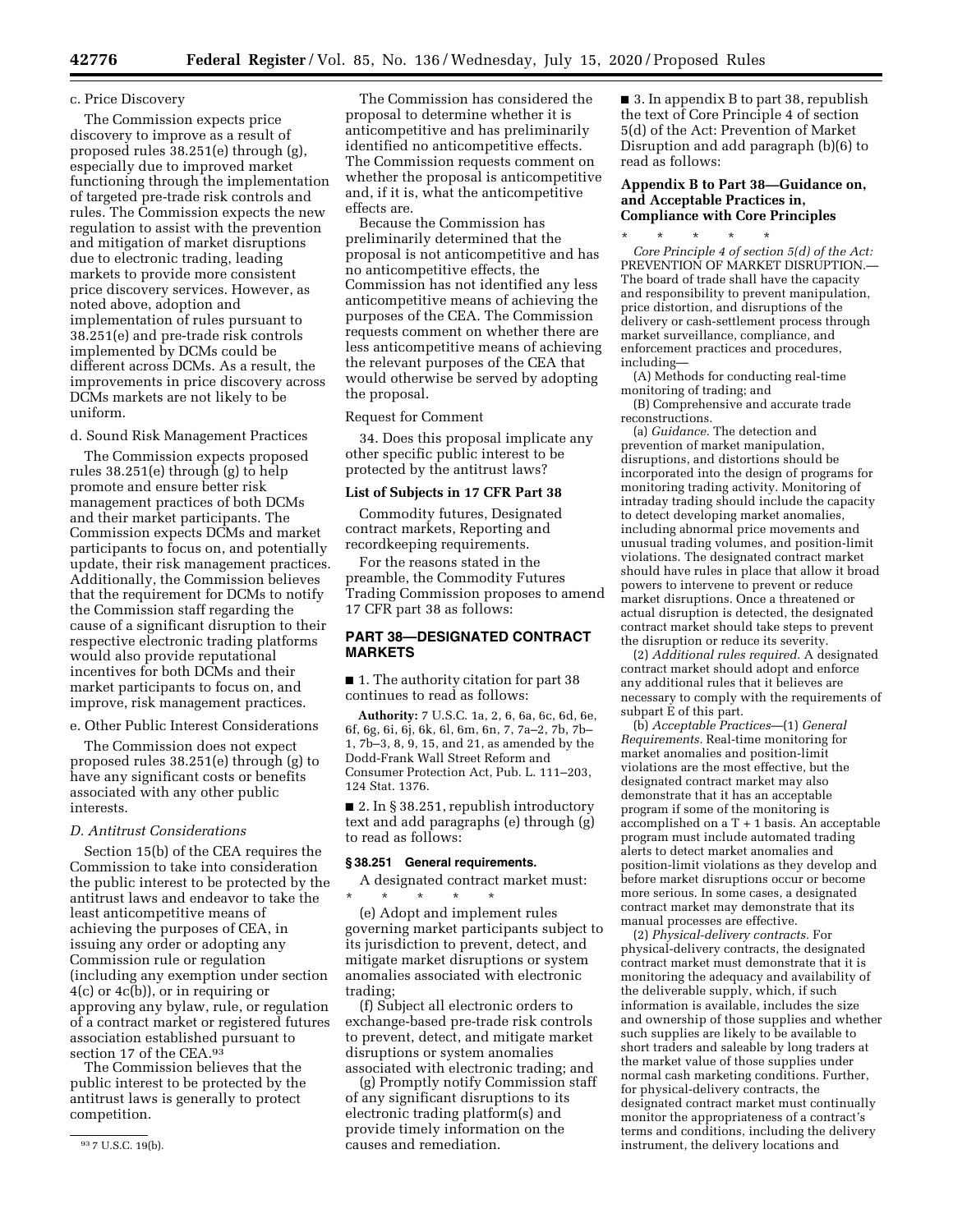c. Price Discovery

The Commission expects price discovery to improve as a result of proposed rules 38.251(e) through (g), especially due to improved market functioning through the implementation of targeted pre-trade risk controls and rules. The Commission expects the new regulation to assist with the prevention and mitigation of market disruptions due to electronic trading, leading markets to provide more consistent price discovery services. However, as noted above, adoption and implementation of rules pursuant to 38.251(e) and pre-trade risk controls implemented by DCMs could be different across DCMs. As a result, the improvements in price discovery across DCMs markets are not likely to be uniform.

d. Sound Risk Management Practices

The Commission expects proposed rules 38.251(e) through (g) to help promote and ensure better risk management practices of both DCMs and their market participants. The Commission expects DCMs and market participants to focus on, and potentially update, their risk management practices. Additionally, the Commission believes that the requirement for DCMs to notify the Commission staff regarding the cause of a significant disruption to their respective electronic trading platforms would also provide reputational incentives for both DCMs and their market participants to focus on, and improve, risk management practices.

e. Other Public Interest Considerations

The Commission does not expect proposed rules 38.251(e) through (g) to have any significant costs or benefits associated with any other public interests.

### *D. Antitrust Considerations*

Section 15(b) of the CEA requires the Commission to take into consideration the public interest to be protected by the antitrust laws and endeavor to take the least anticompetitive means of achieving the purposes of CEA, in issuing any order or adopting any Commission rule or regulation (including any exemption under section 4(c) or 4c(b)), or in requiring or approving any bylaw, rule, or regulation of a contract market or registered futures association established pursuant to section 17 of the CEA.[93]

The Commission believes that the public interest to be protected by the antitrust laws is generally to protect competition.

The Commission has considered the proposal to determine whether it is anticompetitive and has preliminarily identified no anticompetitive effects. The Commission requests comment on whether the proposal is anticompetitive and, if it is, what the anticompetitive effects are.

Because the Commission has preliminarily determined that the proposal is not anticompetitive and has no anticompetitive effects, the Commission has not identified any less anticompetitive means of achieving the purposes of the CEA. The Commission requests comment on whether there are less anticompetitive means of achieving the relevant purposes of the CEA that would otherwise be served by adopting the proposal.

Request for Comment

34. Does this proposal implicate any other specific public interest to be protected by the antitrust laws?

### List of Subjects in 17 CFR Part 38

Commodity futures, Designated contract markets, Reporting and recordkeeping requirements.

For the reasons stated in the preamble, the Commodity Futures Trading Commission proposes to amend 17 CFR part 38 as follows:

## PART 38—DESIGNATED CONTRACT MARKETS

■ 1. The authority citation for part 38 continues to read as follows:

**Authority:** 7 U.S.C. 1a, 2, 6, 6a, 6c, 6d, 6e, 6f, 6g, 6i, 6j, 6k, 6l, 6m, 6n, 7, 7a–2, 7b, 7b–1, 7b–3, 8, 9, 15, and 21, as amended by the Dodd-Frank Wall Street Reform and Consumer Protection Act, Pub. L. 111–203, 124 Stat. 1376.

■ 2. In § 38.251, republish introductory text and add paragraphs (e) through (g) to read as follows:

### § 38.251 General requirements.

A designated contract market must:

\* \* \* \* \*

(e) Adopt and implement rules governing market participants subject to its jurisdiction to prevent, detect, and mitigate market disruptions or system anomalies associated with electronic trading;

(f) Subject all electronic orders to exchange-based pre-trade risk controls to prevent, detect, and mitigate market disruptions or system anomalies associated with electronic trading; and

(g) Promptly notify Commission staff of any significant disruptions to its electronic trading platform(s) and provide timely information on the causes and remediation.

■ 3. In appendix B to part 38, republish the text of Core Principle 4 of section 5(d) of the Act: Prevention of Market Disruption and add paragraph (b)(6) to read as follows:

### Appendix B to Part 38—Guidance on, and Acceptable Practices in, Compliance with Core Principles

\* \* \* \* \*

*Core Principle 4 of section 5(d) of the Act:* PREVENTION OF MARKET DISRUPTION.—The board of trade shall have the capacity and responsibility to prevent manipulation, price distortion, and disruptions of the delivery or cash-settlement process through market surveillance, compliance, and enforcement practices and procedures, including—

(A) Methods for conducting real-time monitoring of trading; and

(B) Comprehensive and accurate trade reconstructions.

(a) *Guidance.* The detection and prevention of market manipulation, disruptions, and distortions should be incorporated into the design of programs for monitoring trading activity. Monitoring of intraday trading should include the capacity to detect developing market anomalies, including abnormal price movements and unusual trading volumes, and position-limit violations. The designated contract market should have rules in place that allow it broad powers to intervene to prevent or reduce market disruptions. Once a threatened or actual disruption is detected, the designated contract market should take steps to prevent the disruption or reduce its severity.

(2) *Additional rules required.* A designated contract market should adopt and enforce any additional rules that it believes are necessary to comply with the requirements of subpart E of this part.

(b) *Acceptable Practices*—(1) *General Requirements.* Real-time monitoring for market anomalies and position-limit violations are the most effective, but the designated contract market may also demonstrate that it has an acceptable program if some of the monitoring is accomplished on a T + 1 basis. An acceptable program must include automated trading alerts to detect market anomalies and position-limit violations as they develop and before market disruptions occur or become more serious. In some cases, a designated contract market may demonstrate that its manual processes are effective.

(2) *Physical-delivery contracts.* For physical-delivery contracts, the designated contract market must demonstrate that it is monitoring the adequacy and availability of the deliverable supply, which, if such information is available, includes the size and ownership of those supplies and whether such supplies are likely to be available to short traders and saleable by long traders at the market value of those supplies under normal cash marketing conditions. Further, for physical-delivery contracts, the designated contract market must continually monitor the appropriateness of a contract's terms and conditions, including the delivery instrument, the delivery locations and

[93] 7 U.S.C. 19(b).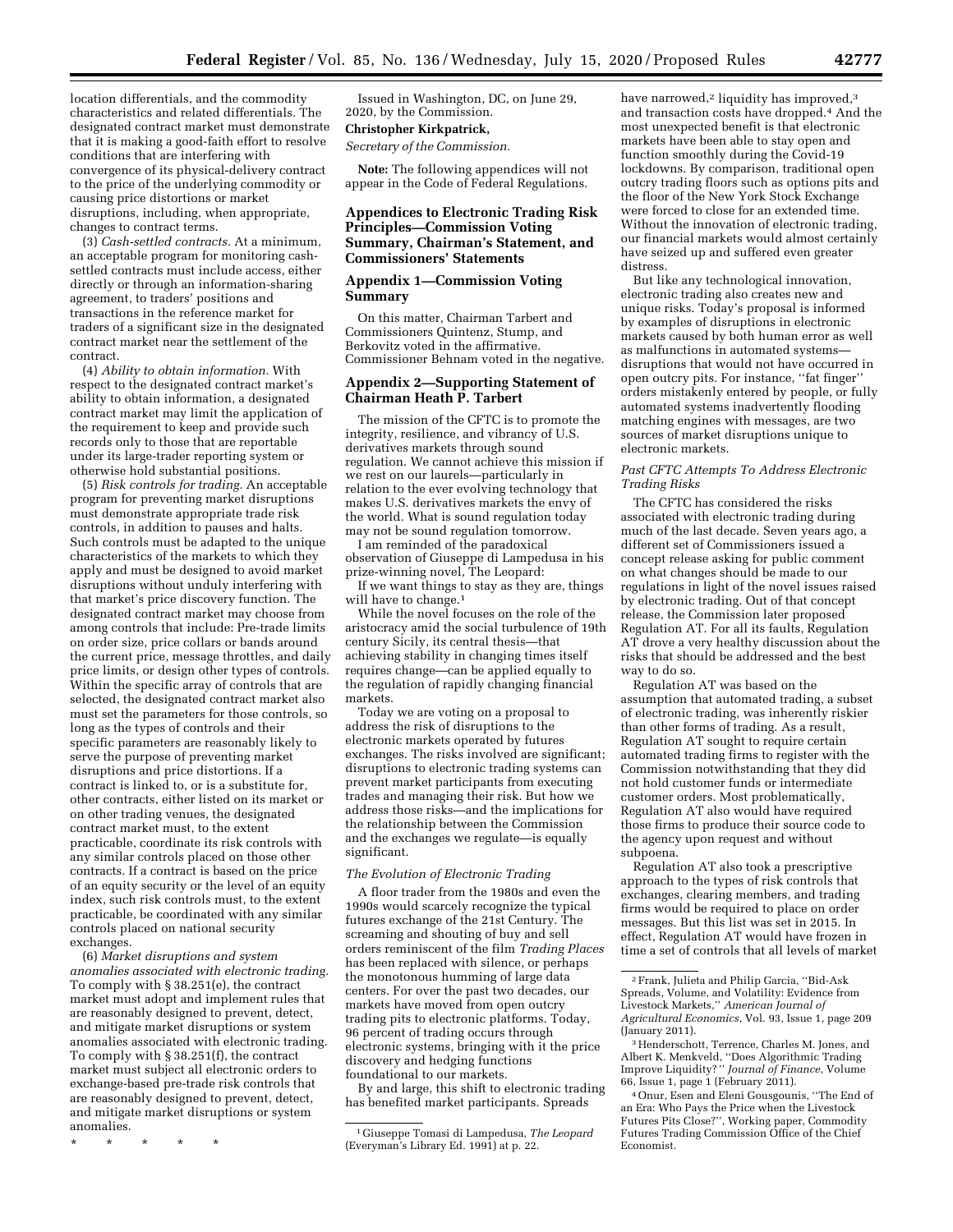location differentials, and the commodity characteristics and related differentials. The designated contract market must demonstrate that it is making a good-faith effort to resolve conditions that are interfering with convergence of its physical-delivery contract to the price of the underlying commodity or causing price distortions or market disruptions, including, when appropriate, changes to contract terms.

(3) *Cash-settled contracts.* At a minimum, an acceptable program for monitoring cash-settled contracts must include access, either directly or through an information-sharing agreement, to traders' positions and transactions in the reference market for traders of a significant size in the designated contract market near the settlement of the contract.

(4) *Ability to obtain information.* With respect to the designated contract market's ability to obtain information, a designated contract market may limit the application of the requirement to keep and provide such records only to those that are reportable under its large-trader reporting system or otherwise hold substantial positions.

(5) *Risk controls for trading.* An acceptable program for preventing market disruptions must demonstrate appropriate trade risk controls, in addition to pauses and halts. Such controls must be adapted to the unique characteristics of the markets to which they apply and must be designed to avoid market disruptions without unduly interfering with that market's price discovery function. The designated contract market may choose from among controls that include: Pre-trade limits on order size, price collars or bands around the current price, message throttles, and daily price limits, or design other types of controls. Within the specific array of controls that are selected, the designated contract market also must set the parameters for those controls, so long as the types of controls and their specific parameters are reasonably likely to serve the purpose of preventing market disruptions and price distortions. If a contract is linked to, or is a substitute for, other contracts, either listed on its market or on other trading venues, the designated contract market must, to the extent practicable, coordinate its risk controls with any similar controls placed on those other contracts. If a contract is based on the price of an equity security or the level of an equity index, such risk controls must, to the extent practicable, be coordinated with any similar controls placed on national security exchanges.

(6) *Market disruptions and system anomalies associated with electronic trading.* To comply with § 38.251(e), the contract market must adopt and implement rules that are reasonably designed to prevent, detect, and mitigate market disruptions or system anomalies associated with electronic trading. To comply with § 38.251(f), the contract market must subject all electronic orders to exchange-based pre-trade risk controls that are reasonably designed to prevent, detect, and mitigate market disruptions or system anomalies.

\* \* \* \* \*

Issued in Washington, DC, on June 29, 2020, by the Commission.

**Christopher Kirkpatrick,**

*Secretary of the Commission.*

**Note:** The following appendices will not appear in the Code of Federal Regulations.

## Appendices to Electronic Trading Risk Principles—Commission Voting Summary, Chairman's Statement, and Commissioners' Statements

### Appendix 1—Commission Voting Summary

On this matter, Chairman Tarbert and Commissioners Quintenz, Stump, and Berkovitz voted in the affirmative. Commissioner Behnam voted in the negative.

### Appendix 2—Supporting Statement of Chairman Heath P. Tarbert

The mission of the CFTC is to promote the integrity, resilience, and vibrancy of U.S. derivatives markets through sound regulation. We cannot achieve this mission if we rest on our laurels—particularly in relation to the ever evolving technology that makes U.S. derivatives markets the envy of the world. What is sound regulation today may not be sound regulation tomorrow.

I am reminded of the paradoxical observation of Giuseppe di Lampedusa in his prize-winning novel, The Leopard:

If we want things to stay as they are, things will have to change.[1]

While the novel focuses on the role of the aristocracy amid the social turbulence of 19th century Sicily, its central thesis—that achieving stability in changing times itself requires change—can be applied equally to the regulation of rapidly changing financial markets.

Today we are voting on a proposal to address the risk of disruptions to the electronic markets operated by futures exchanges. The risks involved are significant; disruptions to electronic trading systems can prevent market participants from executing trades and managing their risk. But how we address those risks—and the implications for the relationship between the Commission and the exchanges we regulate—is equally significant.

#### *The Evolution of Electronic Trading*

A floor trader from the 1980s and even the 1990s would scarcely recognize the typical futures exchange of the 21st Century. The screaming and shouting of buy and sell orders reminiscent of the film *Trading Places* has been replaced with silence, or perhaps the monotonous humming of large data centers. For over the past two decades, our markets have moved from open outcry trading pits to electronic platforms. Today, 96 percent of trading occurs through electronic systems, bringing with it the price discovery and hedging functions foundational to our markets.

By and large, this shift to electronic trading has benefited market participants. Spreads have narrowed,[2] liquidity has improved,[3] and transaction costs have dropped.[4] And the most unexpected benefit is that electronic markets have been able to stay open and function smoothly during the Covid-19 lockdowns. By comparison, traditional open outcry trading floors such as options pits and the floor of the New York Stock Exchange were forced to close for an extended time. Without the innovation of electronic trading, our financial markets would almost certainly have seized up and suffered even greater distress.

But like any technological innovation, electronic trading also creates new and unique risks. Today's proposal is informed by examples of disruptions in electronic markets caused by both human error as well as malfunctions in automated systems—disruptions that would not have occurred in open outcry pits. For instance, ''fat finger'' orders mistakenly entered by people, or fully automated systems inadvertently flooding matching engines with messages, are two sources of market disruptions unique to electronic markets.

#### *Past CFTC Attempts To Address Electronic Trading Risks*

The CFTC has considered the risks associated with electronic trading during much of the last decade. Seven years ago, a different set of Commissioners issued a concept release asking for public comment on what changes should be made to our regulations in light of the novel issues raised by electronic trading. Out of that concept release, the Commission later proposed Regulation AT. For all its faults, Regulation AT drove a very healthy discussion about the risks that should be addressed and the best way to do so.

Regulation AT was based on the assumption that automated trading, a subset of electronic trading, was inherently riskier than other forms of trading. As a result, Regulation AT sought to require certain automated trading firms to register with the Commission notwithstanding that they did not hold customer funds or intermediate customer orders. Most problematically, Regulation AT also would have required those firms to produce their source code to the agency upon request and without subpoena.

Regulation AT also took a prescriptive approach to the types of risk controls that exchanges, clearing members, and trading firms would be required to place on order messages. But this list was set in 2015. In effect, Regulation AT would have frozen in time a set of controls that all levels of market

---

[1] Giuseppe Tomasi di Lampedusa, *The Leopard* (Everyman's Library Ed. 1991) at p. 22.

[2] Frank, Julieta and Philip Garcia, ''Bid-Ask Spreads, Volume, and Volatility: Evidence from Livestock Markets,'' *American Journal of Agricultural Economics*, Vol. 93, Issue 1, page 209 (January 2011).

[3] Henderschott, Terrence, Charles M. Jones, and Albert K. Menkveld, ''Does Algorithmic Trading Improve Liquidity? '' *Journal of Finance*, Volume 66, Issue 1, page 1 (February 2011).

[4] Onur, Esen and Eleni Gousgounis, ''The End of an Era: Who Pays the Price when the Livestock Futures Pits Close?'', Working paper, Commodity Futures Trading Commission Office of the Chief Economist.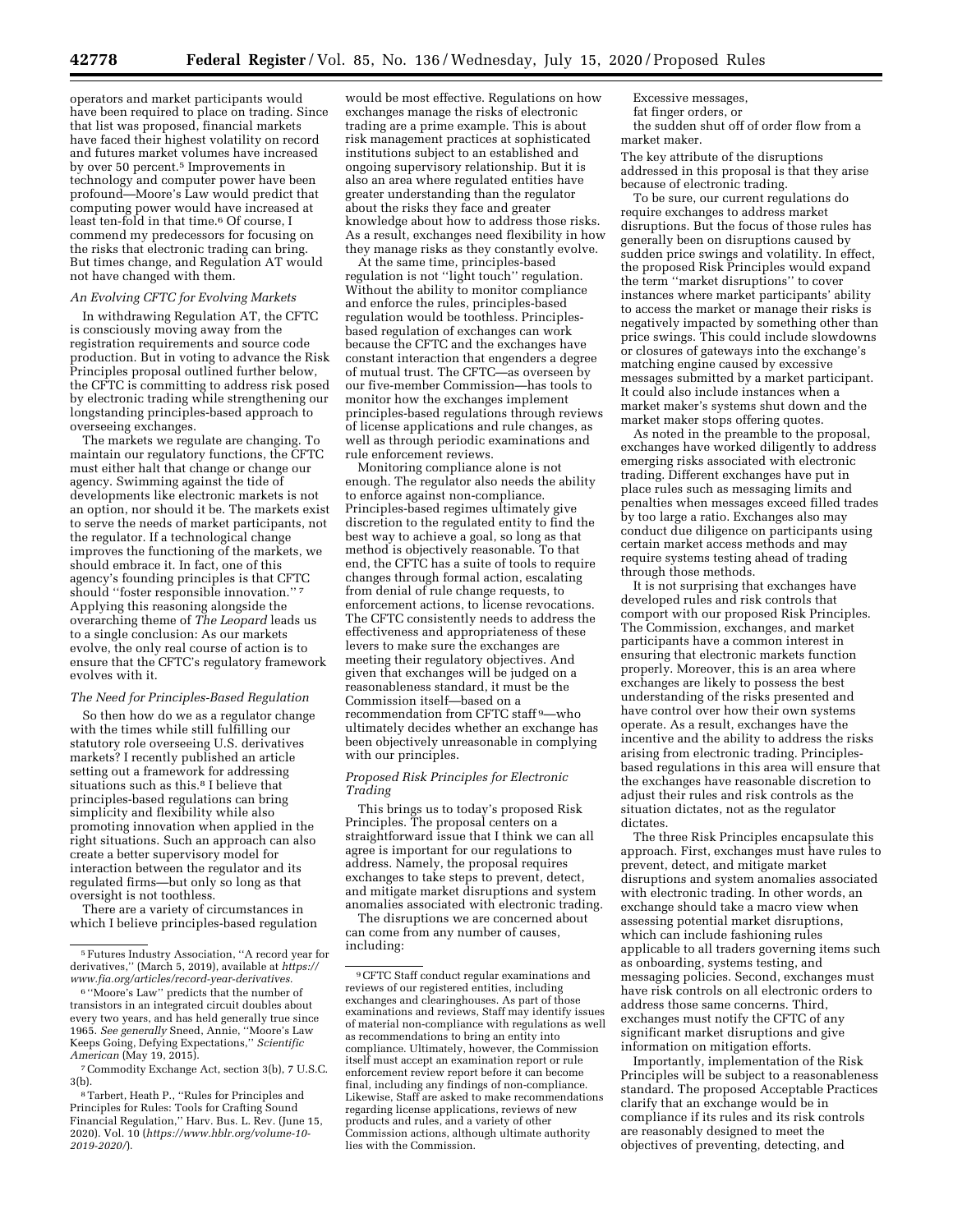operators and market participants would have been required to place on trading. Since that list was proposed, financial markets have faced their highest volatility on record and futures market volumes have increased by over 50 percent.[5] Improvements in technology and computer power have been profound—Moore's Law would predict that computing power would have increased at least ten-fold in that time.[6] Of course, I commend my predecessors for focusing on the risks that electronic trading can bring. But times change, and Regulation AT would not have changed with them.

*An Evolving CFTC for Evolving Markets*

In withdrawing Regulation AT, the CFTC is consciously moving away from the registration requirements and source code production. But in voting to advance the Risk Principles proposal outlined further below, the CFTC is committing to address risk posed by electronic trading while strengthening our longstanding principles-based approach to overseeing exchanges.

The markets we regulate are changing. To maintain our regulatory functions, the CFTC must either halt that change or change our agency. Swimming against the tide of developments like electronic markets is not an option, nor should it be. The markets exist to serve the needs of market participants, not the regulator. If a technological change improves the functioning of the markets, we should embrace it. In fact, one of this agency's founding principles is that CFTC should ''foster responsible innovation.'' [7] Applying this reasoning alongside the overarching theme of *The Leopard* leads us to a single conclusion: As our markets evolve, the only real course of action is to ensure that the CFTC's regulatory framework evolves with it.

*The Need for Principles-Based Regulation*

So then how do we as a regulator change with the times while still fulfilling our statutory role overseeing U.S. derivatives markets? I recently published an article setting out a framework for addressing situations such as this.[8] I believe that principles-based regulations can bring simplicity and flexibility while also promoting innovation when applied in the right situations. Such an approach can also create a better supervisory model for interaction between the regulator and its regulated firms—but only so long as that oversight is not toothless.

There are a variety of circumstances in which I believe principles-based regulation would be most effective. Regulations on how exchanges manage the risks of electronic trading are a prime example. This is about risk management practices at sophisticated institutions subject to an established and ongoing supervisory relationship. But it is also an area where regulated entities have greater understanding than the regulator about the risks they face and greater knowledge about how to address those risks. As a result, exchanges need flexibility in how they manage risks as they constantly evolve.

At the same time, principles-based regulation is not ''light touch'' regulation. Without the ability to monitor compliance and enforce the rules, principles-based regulation would be toothless. Principles-based regulation of exchanges can work because the CFTC and the exchanges have constant interaction that engenders a degree of mutual trust. The CFTC—as overseen by our five-member Commission—has tools to monitor how the exchanges implement principles-based regulations through reviews of license applications and rule changes, as well as through periodic examinations and rule enforcement reviews.

Monitoring compliance alone is not enough. The regulator also needs the ability to enforce against non-compliance. Principles-based regimes ultimately give discretion to the regulated entity to find the best way to achieve a goal, so long as that method is objectively reasonable. To that end, the CFTC has a suite of tools to require changes through formal action, escalating from denial of rule change requests, to enforcement actions, to license revocations. The CFTC consistently needs to address the effectiveness and appropriateness of these levers to make sure the exchanges are meeting their regulatory objectives. And given that exchanges will be judged on a reasonableness standard, it must be the Commission itself—based on a recommendation from CFTC staff [9]—who ultimately decides whether an exchange has been objectively unreasonable in complying with our principles.

*Proposed Risk Principles for Electronic Trading*

This brings us to today's proposed Risk Principles. The proposal centers on a straightforward issue that I think we can all agree is important for our regulations to address. Namely, the proposal requires exchanges to take steps to prevent, detect, and mitigate market disruptions and system anomalies associated with electronic trading.

The disruptions we are concerned about can come from any number of causes, including:

Excessive messages,
fat finger orders, or
the sudden shut off of order flow from a market maker.

The key attribute of the disruptions addressed in this proposal is that they arise because of electronic trading.

To be sure, our current regulations do require exchanges to address market disruptions. But the focus of those rules has generally been on disruptions caused by sudden price swings and volatility. In effect, the proposed Risk Principles would expand the term ''market disruptions'' to cover instances where market participants' ability to access the market or manage their risks is negatively impacted by something other than price swings. This could include slowdowns or closures of gateways into the exchange's matching engine caused by excessive messages submitted by a market participant. It could also include instances when a market maker's systems shut down and the market maker stops offering quotes.

As noted in the preamble to the proposal, exchanges have worked diligently to address emerging risks associated with electronic trading. Different exchanges have put in place rules such as messaging limits and penalties when messages exceed filled trades by too large a ratio. Exchanges also may conduct due diligence on participants using certain market access methods and may require systems testing ahead of trading through those methods.

It is not surprising that exchanges have developed rules and risk controls that comport with our proposed Risk Principles. The Commission, exchanges, and market participants have a common interest in ensuring that electronic markets function properly. Moreover, this is an area where exchanges are likely to possess the best understanding of the risks presented and have control over how their own systems operate. As a result, exchanges have the incentive and the ability to address the risks arising from electronic trading. Principles-based regulations in this area will ensure that the exchanges have reasonable discretion to adjust their rules and risk controls as the situation dictates, not as the regulator dictates.

The three Risk Principles encapsulate this approach. First, exchanges must have rules to prevent, detect, and mitigate market disruptions and system anomalies associated with electronic trading. In other words, an exchange should take a macro view when assessing potential market disruptions, which can include fashioning rules applicable to all traders governing items such as onboarding, systems testing, and messaging policies. Second, exchanges must have risk controls on all electronic orders to address those same concerns. Third, exchanges must notify the CFTC of any significant market disruptions and give information on mitigation efforts.

Importantly, implementation of the Risk Principles will be subject to a reasonableness standard. The proposed Acceptable Practices clarify that an exchange would be in compliance if its rules and its risk controls are reasonably designed to meet the objectives of preventing, detecting, and

---

[5] Futures Industry Association, ''A record year for derivatives,'' (March 5, 2019), available at *https://www.fia.org/articles/record-year-derivatives*.

[6] ''Moore's Law'' predicts that the number of transistors in an integrated circuit doubles about every two years, and has held generally true since 1965. *See generally* Sneed, Annie, ''Moore's Law Keeps Going, Defying Expectations,'' *Scientific American* (May 19, 2015).

[7] Commodity Exchange Act, section 3(b), 7 U.S.C. 3(b).

[8] Tarbert, Heath P., ''Rules for Principles and Principles for Rules: Tools for Crafting Sound Financial Regulation,'' Harv. Bus. L. Rev. (June 15, 2020). Vol. 10 (*https://www.hblr.org/volume-10-2019-2020/*).

[9] CFTC Staff conduct regular examinations and reviews of our registered entities, including exchanges and clearinghouses. As part of those examinations and reviews, Staff may identify issues of material non-compliance with regulations as well as recommendations to bring an entity into compliance. Ultimately, however, the Commission itself must accept an examination report or rule enforcement review report before it can become final, including any findings of non-compliance. Likewise, Staff are asked to make recommendations regarding license applications, reviews of new products and rules, and a variety of other Commission actions, although ultimate authority lies with the Commission.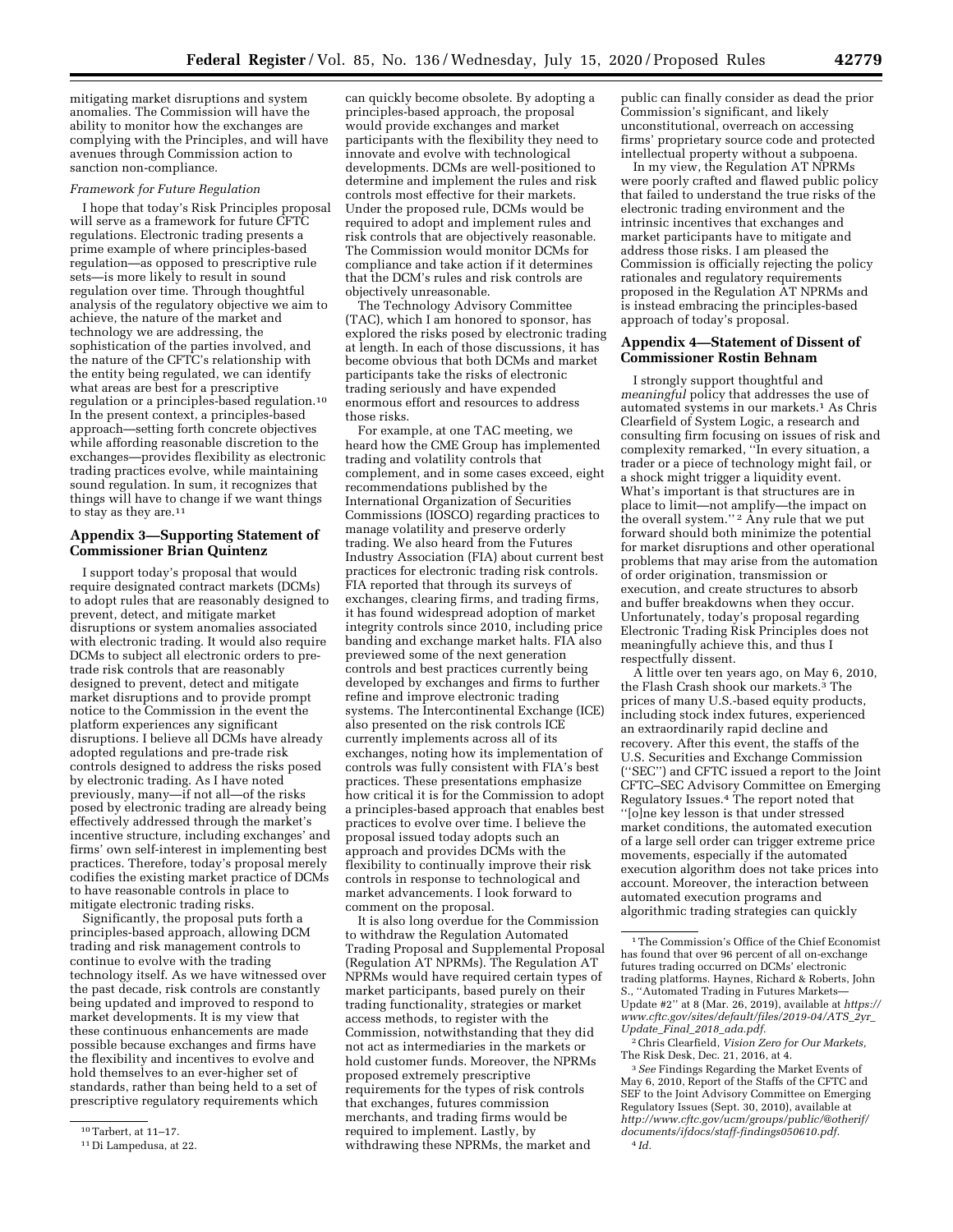mitigating market disruptions and system anomalies. The Commission will have the ability to monitor how the exchanges are complying with the Principles, and will have avenues through Commission action to sanction non-compliance.

*Framework for Future Regulation*

I hope that today's Risk Principles proposal will serve as a framework for future CFTC regulations. Electronic trading presents a prime example of where principles-based regulation—as opposed to prescriptive rule sets—is more likely to result in sound regulation over time. Through thoughtful analysis of the regulatory objective we aim to achieve, the nature of the market and technology we are addressing, the sophistication of the parties involved, and the nature of the CFTC's relationship with the entity being regulated, we can identify what areas are best for a prescriptive regulation or a principles-based regulation.[10] In the present context, a principles-based approach—setting forth concrete objectives while affording reasonable discretion to the exchanges—provides flexibility as electronic trading practices evolve, while maintaining sound regulation. In sum, it recognizes that things will have to change if we want things to stay as they are.[11]

## Appendix 3—Supporting Statement of Commissioner Brian Quintenz

I support today's proposal that would require designated contract markets (DCMs) to adopt rules that are reasonably designed to prevent, detect, and mitigate market disruptions or system anomalies associated with electronic trading. It would also require DCMs to subject all electronic orders to pre-trade risk controls that are reasonably designed to prevent, detect and mitigate market disruptions and to provide prompt notice to the Commission in the event the platform experiences any significant disruptions. I believe all DCMs have already adopted regulations and pre-trade risk controls designed to address the risks posed by electronic trading. As I have noted previously, many—if not all—of the risks posed by electronic trading are already being effectively addressed through the market's incentive structure, including exchanges' and firms' own self-interest in implementing best practices. Therefore, today's proposal merely codifies the existing market practice of DCMs to have reasonable controls in place to mitigate electronic trading risks.

Significantly, the proposal puts forth a principles-based approach, allowing DCM trading and risk management controls to continue to evolve with the trading technology itself. As we have witnessed over the past decade, risk controls are constantly being updated and improved to respond to market developments. It is my view that these continuous enhancements are made possible because exchanges and firms have the flexibility and incentives to evolve and hold themselves to an ever-higher set of standards, rather than being held to a set of prescriptive regulatory requirements which can quickly become obsolete. By adopting a principles-based approach, the proposal would provide exchanges and market participants with the flexibility they need to innovate and evolve with technological developments. DCMs are well-positioned to determine and implement the rules and risk controls most effective for their markets. Under the proposed rule, DCMs would be required to adopt and implement rules and risk controls that are objectively reasonable. The Commission would monitor DCMs for compliance and take action if it determines that the DCM's rules and risk controls are objectively unreasonable.

The Technology Advisory Committee (TAC), which I am honored to sponsor, has explored the risks posed by electronic trading at length. In each of those discussions, it has become obvious that both DCMs and market participants take the risks of electronic trading seriously and have expended enormous effort and resources to address those risks.

For example, at one TAC meeting, we heard how the CME Group has implemented trading and volatility controls that complement, and in some cases exceed, eight recommendations published by the International Organization of Securities Commissions (IOSCO) regarding practices to manage volatility and preserve orderly trading. We also heard from the Futures Industry Association (FIA) about current best practices for electronic trading risk controls. FIA reported that through its surveys of exchanges, clearing firms, and trading firms, it has found widespread adoption of market integrity controls since 2010, including price banding and exchange market halts. FIA also previewed some of the next generation controls and best practices currently being developed by exchanges and firms to further refine and improve electronic trading systems. The Intercontinental Exchange (ICE) also presented on the risk controls ICE currently implements across all of its exchanges, noting how its implementation of controls was fully consistent with FIA's best practices. These presentations emphasize how critical it is for the Commission to adopt a principles-based approach that enables best practices to evolve over time. I believe the proposal issued today adopts such an approach and provides DCMs with the flexibility to continually improve their risk controls in response to technological and market advancements. I look forward to comment on the proposal.

It is also long overdue for the Commission to withdraw the Regulation Automated Trading Proposal and Supplemental Proposal (Regulation AT NPRMs). The Regulation AT NPRMs would have required certain types of market participants, based purely on their trading functionality, strategies or market access methods, to register with the Commission, notwithstanding that they did not act as intermediaries in the markets or hold customer funds. Moreover, the NPRMs proposed extremely prescriptive requirements for the types of risk controls that exchanges, futures commission merchants, and trading firms would be required to implement. Lastly, by withdrawing these NPRMs, the market and public can finally consider as dead the prior Commission's significant, and likely unconstitutional, overreach on accessing firms' proprietary source code and protected intellectual property without a subpoena.

In my view, the Regulation AT NPRMs were poorly crafted and flawed public policy that failed to understand the true risks of the electronic trading environment and the intrinsic incentives that exchanges and market participants have to mitigate and address those risks. I am pleased the Commission is officially rejecting the policy rationales and regulatory requirements proposed in the Regulation AT NPRMs and is instead embracing the principles-based approach of today's proposal.

## Appendix 4—Statement of Dissent of Commissioner Rostin Behnam

I strongly support thoughtful and *meaningful* policy that addresses the use of automated systems in our markets.[1] As Chris Clearfield of System Logic, a research and consulting firm focusing on issues of risk and complexity remarked, "In every situation, a trader or a piece of technology might fail, or a shock might trigger a liquidity event. What's important is that structures are in place to limit—not amplify—the impact on the overall system."[2] Any rule that we put forward should both minimize the potential for market disruptions and other operational problems that may arise from the automation of order origination, transmission or execution, and create structures to absorb and buffer breakdowns when they occur. Unfortunately, today's proposal regarding Electronic Trading Risk Principles does not meaningfully achieve this, and thus I respectfully dissent.

A little over ten years ago, on May 6, 2010, the Flash Crash shook our markets.[3] The prices of many U.S.-based equity products, including stock index futures, experienced an extraordinarily rapid decline and recovery. After this event, the staffs of the U.S. Securities and Exchange Commission ("SEC") and CFTC issued a report to the Joint CFTC–SEC Advisory Committee on Emerging Regulatory Issues.[4] The report noted that "[o]ne key lesson is that under stressed market conditions, the automated execution of a large sell order can trigger extreme price movements, especially if the automated execution algorithm does not take prices into account. Moreover, the interaction between automated execution programs and algorithmic trading strategies can quickly

---

[10] Tarbert, at 11–17.

[11] Di Lampedusa, at 22.

[1] The Commission's Office of the Chief Economist has found that over 96 percent of all on-exchange futures trading occurred on DCMs' electronic trading platforms. Haynes, Richard & Roberts, John S., "Automated Trading in Futures Markets—Update #2" at 8 (Mar. 26, 2019), available at *https://www.cftc.gov/sites/default/files/2019-04/ATS_2yr_Update_Final_2018_ada.pdf.*

[2] Chris Clearfield, *Vision Zero for Our Markets,* The Risk Desk, Dec. 21, 2016, at 4.

[3] *See* Findings Regarding the Market Events of May 6, 2010, Report of the Staffs of the CFTC and SEF to the Joint Advisory Committee on Emerging Regulatory Issues (Sept. 30, 2010), available at *http://www.cftc.gov/ucm/groups/public/@otherif/documents/ifdocs/staff-findings050610.pdf.*

[4] *Id.*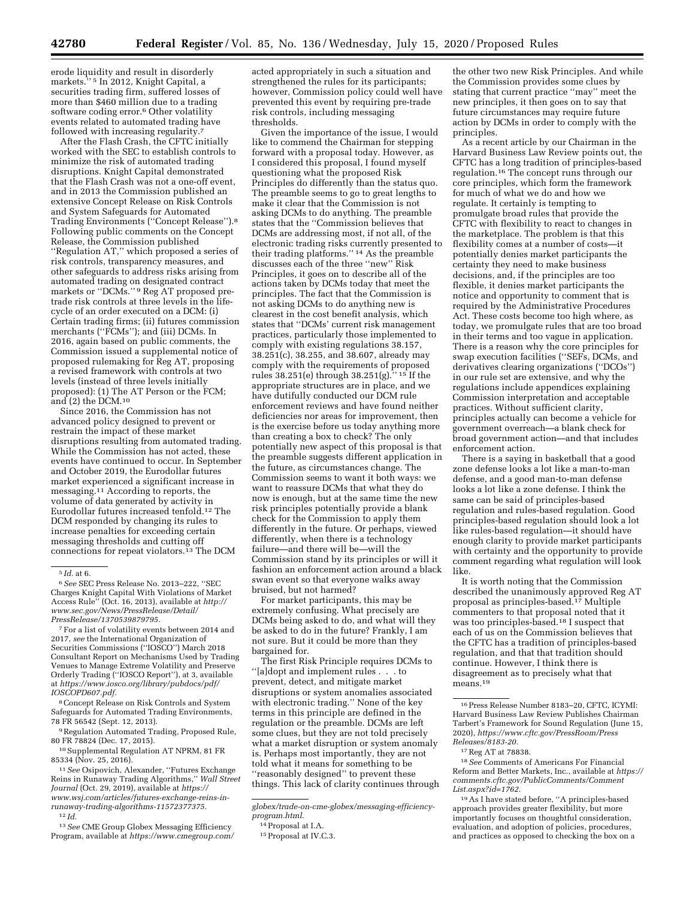erode liquidity and result in disorderly markets.'' [5] In 2012, Knight Capital, a securities trading firm, suffered losses of more than $460 million due to a trading software coding error.[6] Other volatility events related to automated trading have followed with increasing regularity.[7]

After the Flash Crash, the CFTC initially worked with the SEC to establish controls to minimize the risk of automated trading disruptions. Knight Capital demonstrated that the Flash Crash was not a one-off event, and in 2013 the Commission published an extensive Concept Release on Risk Controls and System Safeguards for Automated Trading Environments (''Concept Release'').[8] Following public comments on the Concept Release, the Commission published ''Regulation AT,'' which proposed a series of risk controls, transparency measures, and other safeguards to address risks arising from automated trading on designated contract markets or ''DCMs.'' [9] Reg AT proposed pre-trade risk controls at three levels in the life-cycle of an order executed on a DCM: (i) Certain trading firms; (ii) futures commission merchants (''FCMs''); and (iii) DCMs. In 2016, again based on public comments, the Commission issued a supplemental notice of proposed rulemaking for Reg AT, proposing a revised framework with controls at two levels (instead of three levels initially proposed): (1) The AT Person or the FCM; and (2) the DCM.[10]

Since 2016, the Commission has not advanced policy designed to prevent or restrain the impact of these market disruptions resulting from automated trading. While the Commission has not acted, these events have continued to occur. In September and October 2019, the Eurodollar futures market experienced a significant increase in messaging.[11] According to reports, the volume of data generated by activity in Eurodollar futures increased tenfold.[12] The DCM responded by changing its rules to increase penalties for exceeding certain messaging thresholds and cutting off connections for repeat violators.[13] The DCM acted appropriately in such a situation and strengthened the rules for its participants; however, Commission policy could well have prevented this event by requiring pre-trade risk controls, including messaging thresholds.

Given the importance of the issue, I would like to commend the Chairman for stepping forward with a proposal today. However, as I considered this proposal, I found myself questioning what the proposed Risk Principles do differently than the status quo. The preamble seems to go to great lengths to make it clear that the Commission is not asking DCMs to do anything. The preamble states that the ''Commission believes that DCMs are addressing most, if not all, of the electronic trading risks currently presented to their trading platforms.'' [14] As the preamble discusses each of the three ''new'' Risk Principles, it goes on to describe all of the actions taken by DCMs today that meet the principles. The fact that the Commission is not asking DCMs to do anything new is clearest in the cost benefit analysis, which states that ''DCMs' current risk management practices, particularly those implemented to comply with existing regulations 38.157, 38.251(c), 38.255, and 38.607, already may comply with the requirements of proposed rules 38.251(e) through 38.251(g).'' [15] If the appropriate structures are in place, and we have dutifully conducted our DCM rule enforcement reviews and have found neither deficiencies nor areas for improvement, then is the exercise before us today anything more than creating a box to check? The only potentially new aspect of this proposal is that the preamble suggests different application in the future, as circumstances change. The Commission seems to want it both ways: we want to reassure DCMs that what they do now is enough, but at the same time the new risk principles potentially provide a blank check for the Commission to apply them differently in the future. Or perhaps, viewed differently, when there is a technology failure—and there will be—will the Commission stand by its principles or will it fashion an enforcement action around a black swan event so that everyone walks away bruised, but not harmed?

For market participants, this may be extremely confusing. What precisely are DCMs being asked to do, and what will they be asked to do in the future? Frankly, I am not sure. But it could be more than they bargained for.

The first Risk Principle requires DCMs to ''[a]dopt and implement rules . . . to prevent, detect, and mitigate market disruptions or system anomalies associated with electronic trading.'' None of the key terms in this principle are defined in the regulation or the preamble. DCMs are left some clues, but they are not told precisely what a market disruption or system anomaly is. Perhaps most importantly, they are not told what it means for something to be ''reasonably designed'' to prevent these things. This lack of clarity continues through the other two new Risk Principles. And while the Commission provides some clues by stating that current practice ''may'' meet the new principles, it then goes on to say that future circumstances may require future action by DCMs in order to comply with the principles.

As a recent article by our Chairman in the Harvard Business Law Review points out, the CFTC has a long tradition of principles-based regulation.[16] The concept runs through our core principles, which form the framework for much of what we do and how we regulate. It certainly is tempting to promulgate broad rules that provide the CFTC with flexibility to react to changes in the marketplace. The problem is that this flexibility comes at a number of costs—it potentially denies market participants the certainty they need to make business decisions, and, if the principles are too flexible, it denies market participants the notice and opportunity to comment that is required by the Administrative Procedures Act. These costs become too high where, as today, we promulgate rules that are too broad in their terms and too vague in application. There is a reason why the core principles for swap execution facilities (''SEFs, DCMs, and derivatives clearing organizations (''DCOs'') in our rule set are extensive, and why the regulations include appendices explaining Commission interpretation and acceptable practices. Without sufficient clarity, principles actually can become a vehicle for government overreach—a blank check for broad government action—and that includes enforcement action.

There is a saying in basketball that a good zone defense looks a lot like a man-to-man defense, and a good man-to-man defense looks a lot like a zone defense. I think the same can be said of principles-based regulation and rules-based regulation. Good principles-based regulation should look a lot like rules-based regulation—it should have enough clarity to provide market participants with certainty and the opportunity to provide comment regarding what regulation will look like.

It is worth noting that the Commission described the unanimously approved Reg AT proposal as principles-based.[17] Multiple commenters to that proposal noted that it was too principles-based.[18] I suspect that each of us on the Commission believes that the CFTC has a tradition of principles-based regulation, and that that tradition should continue. However, I think there is disagreement as to precisely what that means.[19]

---

[5] *Id.* at 6.

[6] *See* SEC Press Release No. 2013–222, ''SEC Charges Knight Capital With Violations of Market Access Rule'' (Oct. 16, 2013), available at *http://www.sec.gov/News/PressRelease/Detail/PressRelease/1370539879795*.

[7] For a list of volatility events between 2014 and 2017, *see* the International Organization of Securities Commissions (''IOSCO'') March 2018 Consultant Report on Mechanisms Used by Trading Venues to Manage Extreme Volatility and Preserve Orderly Trading (''IOSCO Report''), at 3, available at *https://www.iosco.org/library/pubdocs/pdf/IOSCOPD607.pdf*.

[8] Concept Release on Risk Controls and System Safeguards for Automated Trading Environments, 78 FR 56542 (Sept. 12, 2013).

[9] Regulation Automated Trading, Proposed Rule, 80 FR 78824 (Dec. 17, 2015).

[10] Supplemental Regulation AT NPRM, 81 FR 85334 (Nov. 25, 2016).

[11] *See* Osipovich, Alexander, ''Futures Exchange Reins in Runaway Trading Algorithms,'' *Wall Street Journal* (Oct. 29, 2019), available at *https://www.wsj.com/articles/futures-exchange-reins-in-runaway-trading-algorithms-11572377375*.

[12] *Id.*

[13] *See* CME Group Globex Messaging Efficiency Program, available at *https://www.cmegroup.com/globex/trade-on-cme-globex/messaging-efficiency-program.html*.

[14] Proposal at I.A.

[15] Proposal at IV.C.3.

[16] Press Release Number 8183–20, CFTC, ICYMI: Harvard Business Law Review Publishes Chairman Tarbert's Framework for Sound Regulation (June 15, 2020), *https://www.cftc.gov/PressRoom/PressReleases/8183-20*.

[17] Reg AT at 78838.

[18] *See* Comments of Americans For Financial Reform and Better Markets, Inc., available at *https://comments.cftc.gov/PublicComments/CommentList.aspx?id=1762*.

[19] As I have stated before, ''A principles-based approach provides greater flexibility, but more importantly focuses on thoughtful consideration, evaluation, and adoption of policies, procedures, and practices as opposed to checking the box on a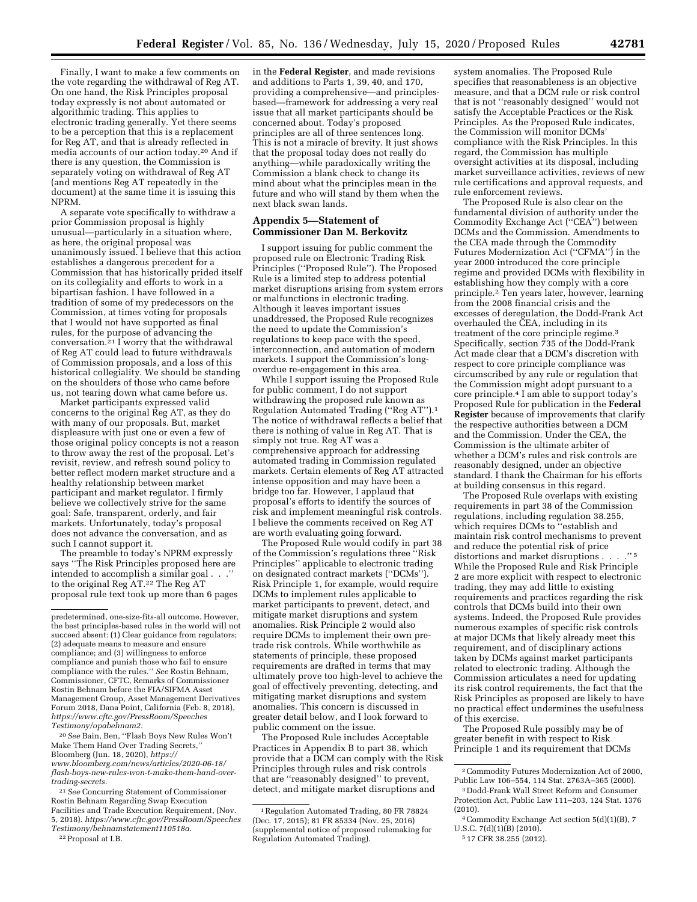Finally, I want to make a few comments on the vote regarding the withdrawal of Reg AT. On one hand, the Risk Principles proposal today expressly is not about automated or algorithmic trading. This applies to electronic trading generally. Yet there seems to be a perception that this is a replacement for Reg AT, and that is already reflected in media accounts of our action today.[20] And if there is any question, the Commission is separately voting on withdrawal of Reg AT (and mentions Reg AT repeatedly in the document) at the same time it is issuing this NPRM.

A separate vote specifically to withdraw a prior Commission proposal is highly unusual—particularly in a situation where, as here, the original proposal was unanimously issued. I believe that this action establishes a dangerous precedent for a Commission that has historically prided itself on its collegiality and efforts to work in a bipartisan fashion. I have followed in a tradition of some of my predecessors on the Commission, at times voting for proposals that I would not have supported as final rules, for the purpose of advancing the conversation.[21] I worry that the withdrawal of Reg AT could lead to future withdrawals of Commission proposals, and a loss of this historical collegiality. We should be standing on the shoulders of those who came before us, not tearing down what came before us.

Market participants expressed valid concerns to the original Reg AT, as they do with many of our proposals. But, market displeasure with just one or even a few of those original policy concepts is not a reason to throw away the rest of the proposal. Let's revisit, review, and refresh sound policy to better reflect modern market structure and a healthy relationship between market participant and market regulator. I firmly believe we collectively strive for the same goal: Safe, transparent, orderly, and fair markets. Unfortunately, today's proposal does not advance the conversation, and as such I cannot support it.

The preamble to today's NPRM expressly says "The Risk Principles proposed here are intended to accomplish a similar goal . . ." to the original Reg AT.[22] The Reg AT proposal rule text took up more than 6 pages in the **Federal Register**, and made revisions and additions to Parts 1, 39, 40, and 170, providing a comprehensive—and principles-based—framework for addressing a very real issue that all market participants should be concerned about. Today's proposed principles are all of three sentences long. This is not a miracle of brevity. It just shows that the proposal today does not really do anything—while paradoxically writing the Commission a blank check to change its mind about what the principles mean in the future and who will stand by them when the next black swan lands.

## Appendix 5—Statement of Commissioner Dan M. Berkovitz

I support issuing for public comment the proposed rule on Electronic Trading Risk Principles ("Proposed Rule"). The Proposed Rule is a limited step to address potential market disruptions arising from system errors or malfunctions in electronic trading. Although it leaves important issues unaddressed, the Proposed Rule recognizes the need to update the Commission's regulations to keep pace with the speed, interconnection, and automation of modern markets. I support the Commission's long-overdue re-engagement in this area.

While I support issuing the Proposed Rule for public comment, I do not support withdrawing the proposed rule known as Regulation Automated Trading ("Reg AT").[1] The notice of withdrawal reflects a belief that there is nothing of value in Reg AT. That is simply not true. Reg AT was a comprehensive approach for addressing automated trading in Commission regulated markets. Certain elements of Reg AT attracted intense opposition and may have been a bridge too far. However, I applaud that proposal's efforts to identify the sources of risk and implement meaningful risk controls. I believe the comments received on Reg AT are worth evaluating going forward.

The Proposed Rule would codify in part 38 of the Commission's regulations three "Risk Principles" applicable to electronic trading on designated contract markets ("DCMs"). Risk Principle 1, for example, would require DCMs to implement rules applicable to market participants to prevent, detect, and mitigate market disruptions and system anomalies. Risk Principle 2 would also require DCMs to implement their own pre-trade risk controls. While worthwhile as statements of principle, these proposed requirements are drafted in terms that may ultimately prove too high-level to achieve the goal of effectively preventing, detecting, and mitigating market disruptions and system anomalies. This concern is discussed in greater detail below, and I look forward to public comment on the issue.

The Proposed Rule includes Acceptable Practices in Appendix B to part 38, which provide that a DCM can comply with the Risk Principles through rules and risk controls that are "reasonably designed" to prevent, detect, and mitigate market disruptions and system anomalies. The Proposed Rule specifies that reasonableness is an objective measure, and that a DCM rule or risk control that is not "reasonably designed" would not satisfy the Acceptable Practices or the Risk Principles. As the Proposed Rule indicates, the Commission will monitor DCMs' compliance with the Risk Principles. In this regard, the Commission has multiple oversight activities at its disposal, including market surveillance activities, reviews of new rule certifications and approval requests, and rule enforcement reviews.

The Proposed Rule is also clear on the fundamental division of authority under the Commodity Exchange Act ("CEA") between DCMs and the Commission. Amendments to the CEA made through the Commodity Futures Modernization Act ("CFMA") in the year 2000 introduced the core principle regime and provided DCMs with flexibility in establishing how they comply with a core principle.[2] Ten years later, however, learning from the 2008 financial crisis and the excesses of deregulation, the Dodd-Frank Act overhauled the CEA, including in its treatment of the core principle regime.[3] Specifically, section 735 of the Dodd-Frank Act made clear that a DCM's discretion with respect to core principle compliance was circumscribed by any rule or regulation that the Commission might adopt pursuant to a core principle.[4] I am able to support today's Proposed Rule for publication in the **Federal Register** because of improvements that clarify the respective authorities between a DCM and the Commission. Under the CEA, the Commission is the ultimate arbiter of whether a DCM's rules and risk controls are reasonably designed, under an objective standard. I thank the Chairman for his efforts at building consensus in this regard.

The Proposed Rule overlaps with existing requirements in part 38 of the Commission regulations, including regulation 38.255, which requires DCMs to "establish and maintain risk control mechanisms to prevent and reduce the potential risk of price distortions and market disruptions . . . ."[5] While the Proposed Rule and Risk Principle 2 are more explicit with respect to electronic trading, they may add little to existing requirements and practices regarding the risk controls that DCMs build into their own systems. Indeed, the Proposed Rule provides numerous examples of specific risk controls at major DCMs that likely already meet this requirement, and of disciplinary actions taken by DCMs against market participants related to electronic trading. Although the Commission articulates a need for updating its risk control requirements, the fact that the Risk Principles as proposed are likely to have no practical effect undermines the usefulness of this exercise.

The Proposed Rule possibly may be of greater benefit in with respect to Risk Principle 1 and its requirement that DCMs

---

predetermined, one-size-fits-all outcome. However, the best principles-based rules in the world will not succeed absent: (1) Clear guidance from regulators; (2) adequate means to measure and ensure compliance; and (3) willingness to enforce compliance and punish those who fail to ensure compliance with the rules." *See* Rostin Behnam, Commissioner, CFTC, Remarks of Commissioner Rostin Behnam before the FIA/SIFMA Asset Management Group, Asset Management Derivatives Forum 2018, Dana Point, California (Feb. 8, 2018), *https://www.cftc.gov/PressRoom/Speeches Testimony/opabehnam2*.

[20] *See* Bain, Ben, "Flash Boys New Rules Won't Make Them Hand Over Trading Secrets," Bloomberg (Jun. 18, 2020), *https://www.bloomberg.com/news/articles/2020-06-18/flash-boys-new-rules-won-t-make-them-hand-over-trading-secrets*.

[21] *See* Concurring Statement of Commissioner Rostin Behnam Regarding Swap Execution Facilities and Trade Execution Requirement, (Nov. 5, 2018). *https://www.cftc.gov/PressRoom/Speeches Testimony/behnamstatement110518a*.

[22] Proposal at I.B.

[1] Regulation Automated Trading, 80 FR 78824 (Dec. 17, 2015); 81 FR 85334 (Nov. 25, 2016) (supplemental notice of proposed rulemaking for Regulation Automated Trading).

[2] Commodity Futures Modernization Act of 2000, Public Law 106–554, 114 Stat. 2763A–365 (2000).

[3] Dodd-Frank Wall Street Reform and Consumer Protection Act, Public Law 111–203, 124 Stat. 1376 (2010).

[4] Commodity Exchange Act section 5(d)(1)(B), 7 U.S.C. 7(d)(1)(B) (2010).

[5] 17 CFR 38.255 (2012).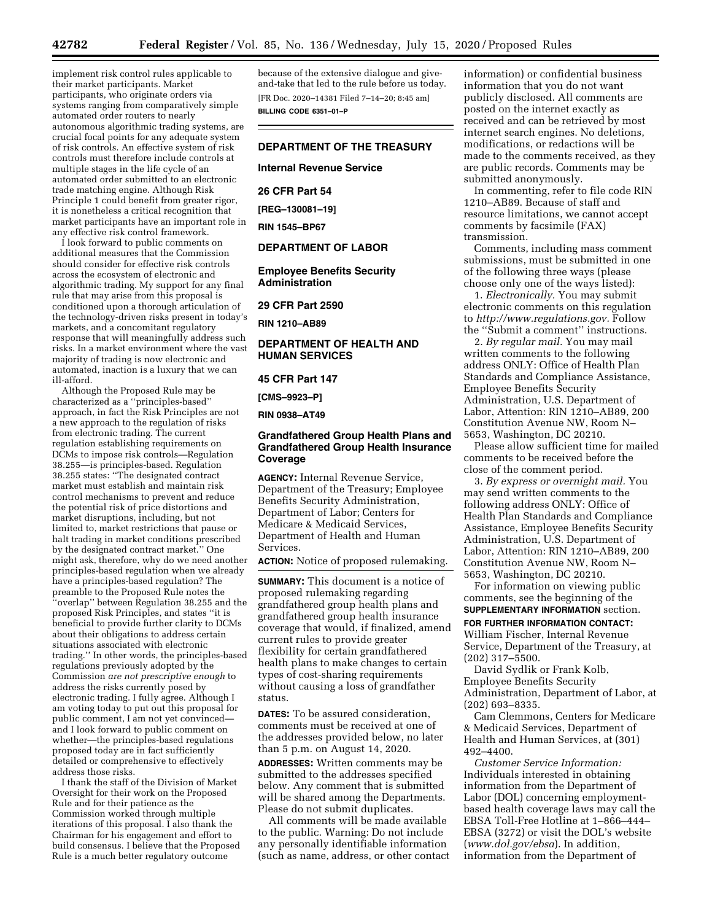implement risk control rules applicable to their market participants. Market participants, who originate orders via systems ranging from comparatively simple automated order routers to nearly autonomous algorithmic trading systems, are crucial focal points for any adequate system of risk controls. An effective system of risk controls must therefore include controls at multiple stages in the life cycle of an automated order submitted to an electronic trade matching engine. Although Risk Principle 1 could benefit from greater rigor, it is nonetheless a critical recognition that market participants have an important role in any effective risk control framework.

I look forward to public comments on additional measures that the Commission should consider for effective risk controls across the ecosystem of electronic and algorithmic trading. My support for any final rule that may arise from this proposal is conditioned upon a thorough articulation of the technology-driven risks present in today's markets, and a concomitant regulatory response that will meaningfully address such risks. In a market environment where the vast majority of trading is now electronic and automated, inaction is a luxury that we can ill-afford.

Although the Proposed Rule may be characterized as a ''principles-based'' approach, in fact the Risk Principles are not a new approach to the regulation of risks from electronic trading. The current regulation establishing requirements on DCMs to impose risk controls—Regulation 38.255—is principles-based. Regulation 38.255 states: ''The designated contract market must establish and maintain risk control mechanisms to prevent and reduce the potential risk of price distortions and market disruptions, including, but not limited to, market restrictions that pause or halt trading in market conditions prescribed by the designated contract market.'' One might ask, therefore, why do we need another principles-based regulation when we already have a principles-based regulation? The preamble to the Proposed Rule notes the ''overlap'' between Regulation 38.255 and the proposed Risk Principles, and states ''it is beneficial to provide further clarity to DCMs about their obligations to address certain situations associated with electronic trading.'' In other words, the principles-based regulations previously adopted by the Commission *are not prescriptive enough* to address the risks currently posed by electronic trading. I fully agree. Although I am voting today to put out this proposal for public comment, I am not yet convinced—and I look forward to public comment on whether—the principles-based regulations proposed today are in fact sufficiently detailed or comprehensive to effectively address those risks.

I thank the staff of the Division of Market Oversight for their work on the Proposed Rule and for their patience as the Commission worked through multiple iterations of this proposal. I also thank the Chairman for his engagement and effort to build consensus. I believe that the Proposed Rule is a much better regulatory outcome because of the extensive dialogue and give-and-take that led to the rule before us today.

[FR Doc. 2020–14381 Filed 7–14–20; 8:45 am]

**BILLING CODE 6351–01–P**

## DEPARTMENT OF THE TREASURY

### Internal Revenue Service

### 26 CFR Part 54

**[REG–130081–19]**

**RIN 1545–BP67**

## DEPARTMENT OF LABOR

### Employee Benefits Security Administration

### 29 CFR Part 2590

**RIN 1210–AB89**

## DEPARTMENT OF HEALTH AND HUMAN SERVICES

### 45 CFR Part 147

**[CMS–9923–P]**

**RIN 0938–AT49**

## Grandfathered Group Health Plans and Grandfathered Group Health Insurance Coverage

**AGENCY:** Internal Revenue Service, Department of the Treasury; Employee Benefits Security Administration, Department of Labor; Centers for Medicare & Medicaid Services, Department of Health and Human Services.

**ACTION:** Notice of proposed rulemaking.

**SUMMARY:** This document is a notice of proposed rulemaking regarding grandfathered group health plans and grandfathered group health insurance coverage that would, if finalized, amend current rules to provide greater flexibility for certain grandfathered health plans to make changes to certain types of cost-sharing requirements without causing a loss of grandfather status.

**DATES:** To be assured consideration, comments must be received at one of the addresses provided below, no later than 5 p.m. on August 14, 2020.

**ADDRESSES:** Written comments may be submitted to the addresses specified below. Any comment that is submitted will be shared among the Departments. Please do not submit duplicates.

All comments will be made available to the public. Warning: Do not include any personally identifiable information (such as name, address, or other contact information) or confidential business information that you do not want publicly disclosed. All comments are posted on the internet exactly as received and can be retrieved by most internet search engines. No deletions, modifications, or redactions will be made to the comments received, as they are public records. Comments may be submitted anonymously.

In commenting, refer to file code RIN 1210–AB89. Because of staff and resource limitations, we cannot accept comments by facsimile (FAX) transmission.

Comments, including mass comment submissions, must be submitted in one of the following three ways (please choose only one of the ways listed):

1. *Electronically.* You may submit electronic comments on this regulation to *http://www.regulations.gov.* Follow the ''Submit a comment'' instructions.

2. *By regular mail.* You may mail written comments to the following address ONLY: Office of Health Plan Standards and Compliance Assistance, Employee Benefits Security Administration, U.S. Department of Labor, Attention: RIN 1210–AB89, 200 Constitution Avenue NW, Room N–5653, Washington, DC 20210.

Please allow sufficient time for mailed comments to be received before the close of the comment period.

3. *By express or overnight mail.* You may send written comments to the following address ONLY: Office of Health Plan Standards and Compliance Assistance, Employee Benefits Security Administration, U.S. Department of Labor, Attention: RIN 1210–AB89, 200 Constitution Avenue NW, Room N–5653, Washington, DC 20210.

For information on viewing public comments, see the beginning of the **SUPPLEMENTARY INFORMATION** section.

**FOR FURTHER INFORMATION CONTACT:** William Fischer, Internal Revenue Service, Department of the Treasury, at (202) 317–5500.

David Sydlik or Frank Kolb, Employee Benefits Security Administration, Department of Labor, at (202) 693–8335.

Cam Clemmons, Centers for Medicare & Medicaid Services, Department of Health and Human Services, at (301) 492–4400.

*Customer Service Information:* Individuals interested in obtaining information from the Department of Labor (DOL) concerning employment-based health coverage laws may call the EBSA Toll-Free Hotline at 1–866–444–EBSA (3272) or visit the DOL's website (*www.dol.gov/ebsa*). In addition, information from the Department of